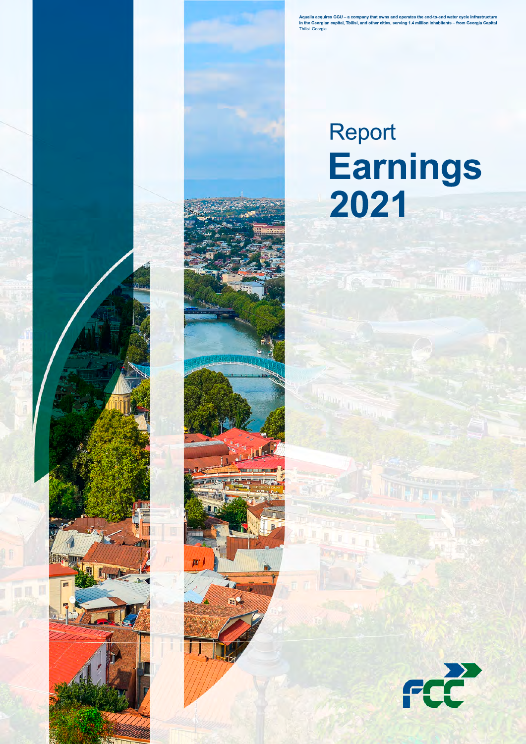**Aqualia acquires GGU – a company that owns and operates the end-to-end water cycle infrastructure in the Georgian capital, Tbilisi, and other cities, serving 1.4 million inhabitants – from Georgia Capital**
Tbilisi. Georgia.

# Report
# Earnings 2021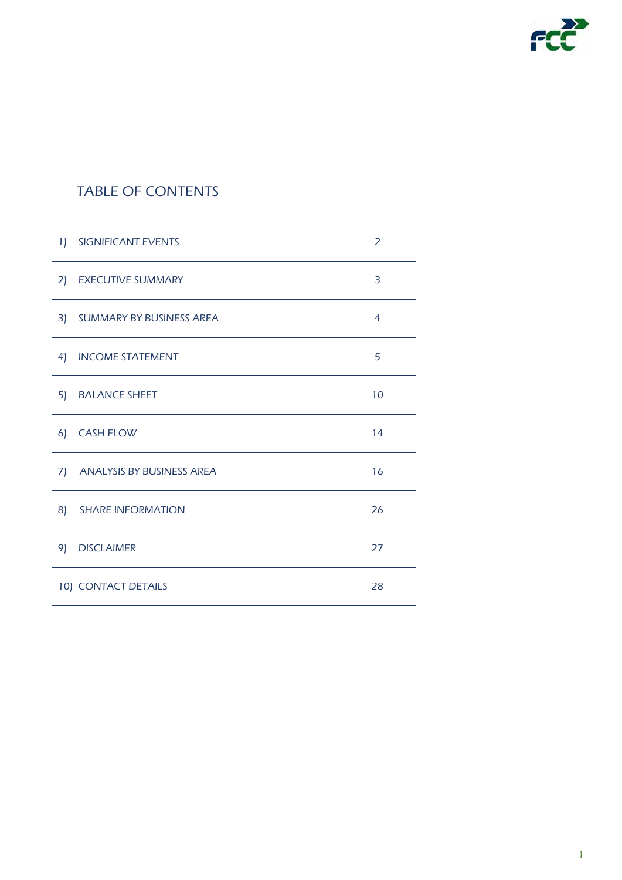# TABLE OF CONTENTS

| | | |
|---|---|---|
| 1) | SIGNIFICANT EVENTS | 2 |
| 2) | EXECUTIVE SUMMARY | 3 |
| 3) | SUMMARY BY BUSINESS AREA | 4 |
| 4) | INCOME STATEMENT | 5 |
| 5) | BALANCE SHEET | 10 |
| 6) | CASH FLOW | 14 |
| 7) | ANALYSIS BY BUSINESS AREA | 16 |
| 8) | SHARE INFORMATION | 26 |
| 9) | DISCLAIMER | 27 |
| 10) | CONTACT DETAILS | 28 |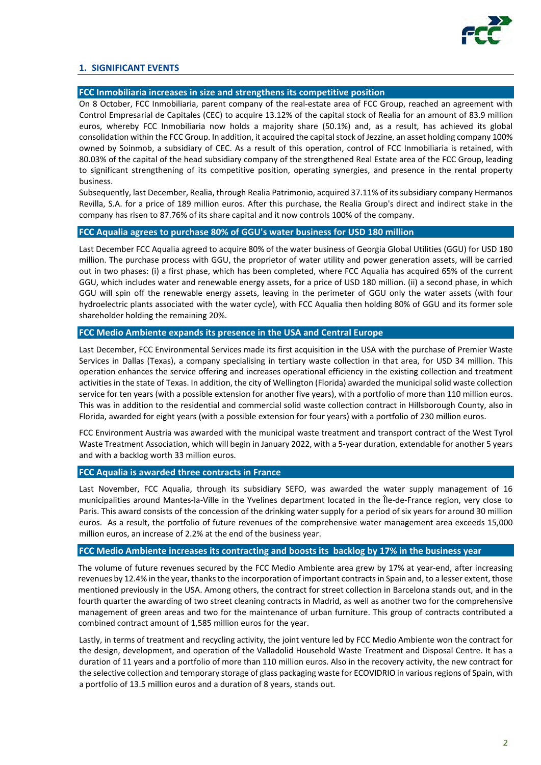## 1. SIGNIFICANT EVENTS

### FCC Inmobiliaria increases in size and strengthens its competitive position

On 8 October, FCC Inmobiliaria, parent company of the real-estate area of FCC Group, reached an agreement with Control Empresarial de Capitales (CEC) to acquire 13.12% of the capital stock of Realia for an amount of 83.9 million euros, whereby FCC Inmobiliaria now holds a majority share (50.1%) and, as a result, has achieved its global consolidation within the FCC Group. In addition, it acquired the capital stock of Jezzine, an asset holding company 100% owned by Soinmob, a subsidiary of CEC. As a result of this operation, control of FCC Inmobiliaria is retained, with 80.03% of the capital of the head subsidiary company of the strengthened Real Estate area of the FCC Group, leading to significant strengthening of its competitive position, operating synergies, and presence in the rental property business.

Subsequently, last December, Realia, through Realia Patrimonio, acquired 37.11% of its subsidiary company Hermanos Revilla, S.A. for a price of 189 million euros. After this purchase, the Realia Group's direct and indirect stake in the company has risen to 87.76% of its share capital and it now controls 100% of the company.

### FCC Aqualia agrees to purchase 80% of GGU's water business for USD 180 million

Last December FCC Aqualia agreed to acquire 80% of the water business of Georgia Global Utilities (GGU) for USD 180 million. The purchase process with GGU, the proprietor of water utility and power generation assets, will be carried out in two phases: (i) a first phase, which has been completed, where FCC Aqualia has acquired 65% of the current GGU, which includes water and renewable energy assets, for a price of USD 180 million. (ii) a second phase, in which GGU will spin off the renewable energy assets, leaving in the perimeter of GGU only the water assets (with four hydroelectric plants associated with the water cycle), with FCC Aqualia then holding 80% of GGU and its former sole shareholder holding the remaining 20%.

### FCC Medio Ambiente expands its presence in the USA and Central Europe

Last December, FCC Environmental Services made its first acquisition in the USA with the purchase of Premier Waste Services in Dallas (Texas), a company specialising in tertiary waste collection in that area, for USD 34 million. This operation enhances the service offering and increases operational efficiency in the existing collection and treatment activities in the state of Texas. In addition, the city of Wellington (Florida) awarded the municipal solid waste collection service for ten years (with a possible extension for another five years), with a portfolio of more than 110 million euros. This was in addition to the residential and commercial solid waste collection contract in Hillsborough County, also in Florida, awarded for eight years (with a possible extension for four years) with a portfolio of 230 million euros.

FCC Environment Austria was awarded with the municipal waste treatment and transport contract of the West Tyrol Waste Treatment Association, which will begin in January 2022, with a 5-year duration, extendable for another 5 years and with a backlog worth 33 million euros.

### FCC Aqualia is awarded three contracts in France

Last November, FCC Aqualia, through its subsidiary SEFO, was awarded the water supply management of 16 municipalities around Mantes-la-Ville in the Yvelines department located in the Île-de-France region, very close to Paris. This award consists of the concession of the drinking water supply for a period of six years for around 30 million euros. As a result, the portfolio of future revenues of the comprehensive water management area exceeds 15,000 million euros, an increase of 2.2% at the end of the business year.

### FCC Medio Ambiente increases its contracting and boosts its backlog by 17% in the business year

The volume of future revenues secured by the FCC Medio Ambiente area grew by 17% at year-end, after increasing revenues by 12.4% in the year, thanks to the incorporation of important contracts in Spain and, to a lesser extent, those mentioned previously in the USA. Among others, the contract for street collection in Barcelona stands out, and in the fourth quarter the awarding of two street cleaning contracts in Madrid, as well as another two for the comprehensive management of green areas and two for the maintenance of urban furniture. This group of contracts contributed a combined contract amount of 1,585 million euros for the year.

Lastly, in terms of treatment and recycling activity, the joint venture led by FCC Medio Ambiente won the contract for the design, development, and operation of the Valladolid Household Waste Treatment and Disposal Centre. It has a duration of 11 years and a portfolio of more than 110 million euros. Also in the recovery activity, the new contract for the selective collection and temporary storage of glass packaging waste for ECOVIDRIO in various regions of Spain, with a portfolio of 13.5 million euros and a duration of 8 years, stands out.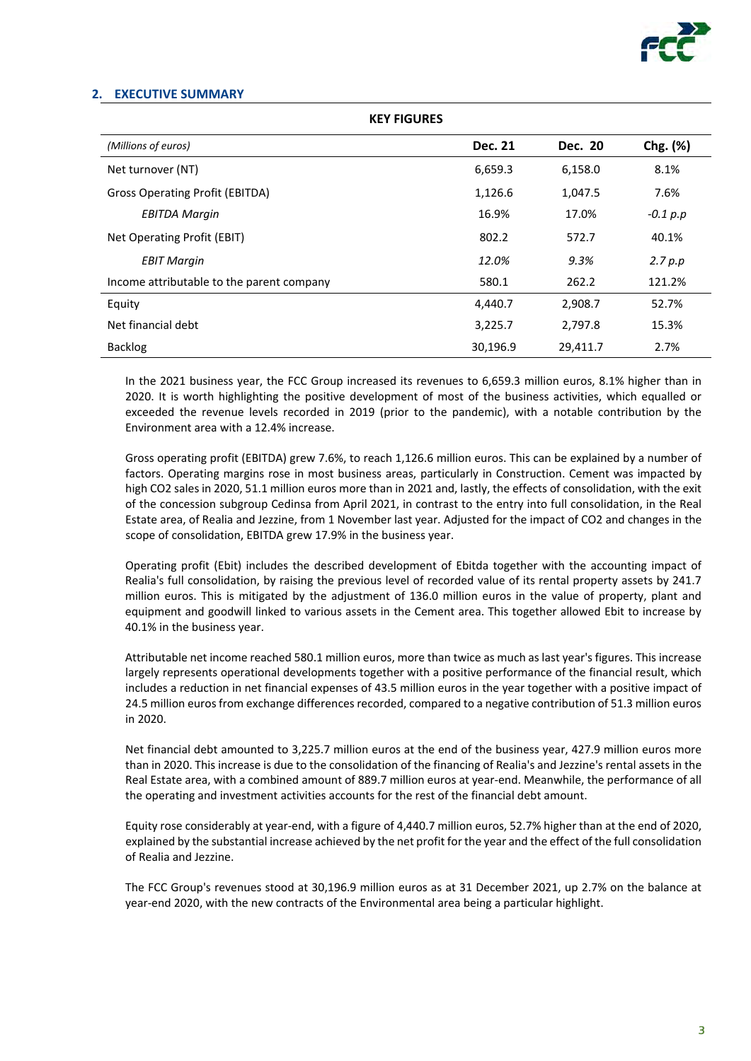## 2. EXECUTIVE SUMMARY

**KEY FIGURES**

| *(Millions of euros)* | **Dec. 21** | **Dec. 20** | **Chg. (%)** |
|---|---|---|---|
| Net turnover (NT) | 6,659.3 | 6,158.0 | 8.1% |
| Gross Operating Profit (EBITDA) | 1,126.6 | 1,047.5 | 7.6% |
| *EBITDA Margin* | 16.9% | 17.0% | *-0.1 p.p* |
| Net Operating Profit (EBIT) | 802.2 | 572.7 | 40.1% |
| *EBIT Margin* | *12.0%* | *9.3%* | *2.7 p.p* |
| Income attributable to the parent company | 580.1 | 262.2 | 121.2% |
| Equity | 4,440.7 | 2,908.7 | 52.7% |
| Net financial debt | 3,225.7 | 2,797.8 | 15.3% |
| Backlog | 30,196.9 | 29,411.7 | 2.7% |

In the 2021 business year, the FCC Group increased its revenues to 6,659.3 million euros, 8.1% higher than in 2020. It is worth highlighting the positive development of most of the business activities, which equalled or exceeded the revenue levels recorded in 2019 (prior to the pandemic), with a notable contribution by the Environment area with a 12.4% increase.

Gross operating profit (EBITDA) grew 7.6%, to reach 1,126.6 million euros. This can be explained by a number of factors. Operating margins rose in most business areas, particularly in Construction. Cement was impacted by high CO2 sales in 2020, 51.1 million euros more than in 2021 and, lastly, the effects of consolidation, with the exit of the concession subgroup Cedinsa from April 2021, in contrast to the entry into full consolidation, in the Real Estate area, of Realia and Jezzine, from 1 November last year. Adjusted for the impact of CO2 and changes in the scope of consolidation, EBITDA grew 17.9% in the business year.

Operating profit (Ebit) includes the described development of Ebitda together with the accounting impact of Realia's full consolidation, by raising the previous level of recorded value of its rental property assets by 241.7 million euros. This is mitigated by the adjustment of 136.0 million euros in the value of property, plant and equipment and goodwill linked to various assets in the Cement area. This together allowed Ebit to increase by 40.1% in the business year.

Attributable net income reached 580.1 million euros, more than twice as much as last year's figures. This increase largely represents operational developments together with a positive performance of the financial result, which includes a reduction in net financial expenses of 43.5 million euros in the year together with a positive impact of 24.5 million euros from exchange differences recorded, compared to a negative contribution of 51.3 million euros in 2020.

Net financial debt amounted to 3,225.7 million euros at the end of the business year, 427.9 million euros more than in 2020. This increase is due to the consolidation of the financing of Realia's and Jezzine's rental assets in the Real Estate area, with a combined amount of 889.7 million euros at year-end. Meanwhile, the performance of all the operating and investment activities accounts for the rest of the financial debt amount.

Equity rose considerably at year-end, with a figure of 4,440.7 million euros, 52.7% higher than at the end of 2020, explained by the substantial increase achieved by the net profit for the year and the effect of the full consolidation of Realia and Jezzine.

The FCC Group's revenues stood at 30,196.9 million euros as at 31 December 2021, up 2.7% on the balance at year-end 2020, with the new contracts of the Environmental area being a particular highlight.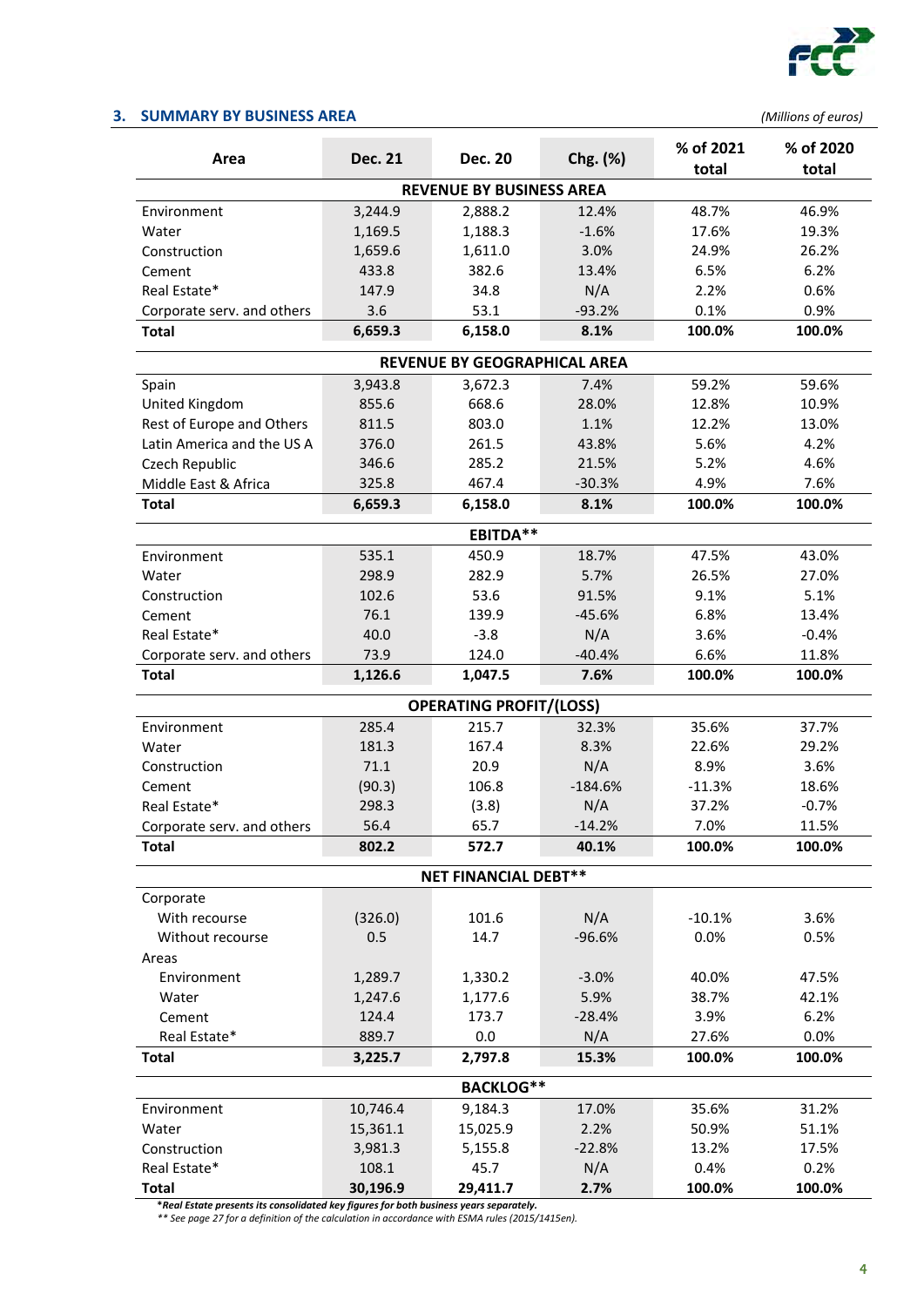## 3. SUMMARY BY BUSINESS AREA

*(Millions of euros)*

| Area | Dec. 21 | Dec. 20 | Chg. (%) | % of 2021 total | % of 2020 total |
|---|---|---|---|---|---|
| **REVENUE BY BUSINESS AREA** | | | | | |
| Environment | 3,244.9 | 2,888.2 | 12.4% | 48.7% | 46.9% |
| Water | 1,169.5 | 1,188.3 | -1.6% | 17.6% | 19.3% |
| Construction | 1,659.6 | 1,611.0 | 3.0% | 24.9% | 26.2% |
| Cement | 433.8 | 382.6 | 13.4% | 6.5% | 6.2% |
| Real Estate* | 147.9 | 34.8 | N/A | 2.2% | 0.6% |
| Corporate serv. and others | 3.6 | 53.1 | -93.2% | 0.1% | 0.9% |
| **Total** | **6,659.3** | **6,158.0** | **8.1%** | **100.0%** | **100.0%** |
| **REVENUE BY GEOGRAPHICAL AREA** | | | | | |
| Spain | 3,943.8 | 3,672.3 | 7.4% | 59.2% | 59.6% |
| United Kingdom | 855.6 | 668.6 | 28.0% | 12.8% | 10.9% |
| Rest of Europe and Others | 811.5 | 803.0 | 1.1% | 12.2% | 13.0% |
| Latin America and the US A | 376.0 | 261.5 | 43.8% | 5.6% | 4.2% |
| Czech Republic | 346.6 | 285.2 | 21.5% | 5.2% | 4.6% |
| Middle East & Africa | 325.8 | 467.4 | -30.3% | 4.9% | 7.6% |
| **Total** | **6,659.3** | **6,158.0** | **8.1%** | **100.0%** | **100.0%** |
| **EBITDA**** | | | | | |
| Environment | 535.1 | 450.9 | 18.7% | 47.5% | 43.0% |
| Water | 298.9 | 282.9 | 5.7% | 26.5% | 27.0% |
| Construction | 102.6 | 53.6 | 91.5% | 9.1% | 5.1% |
| Cement | 76.1 | 139.9 | -45.6% | 6.8% | 13.4% |
| Real Estate* | 40.0 | -3.8 | N/A | 3.6% | -0.4% |
| Corporate serv. and others | 73.9 | 124.0 | -40.4% | 6.6% | 11.8% |
| **Total** | **1,126.6** | **1,047.5** | **7.6%** | **100.0%** | **100.0%** |
| **OPERATING PROFIT/(LOSS)** | | | | | |
| Environment | 285.4 | 215.7 | 32.3% | 35.6% | 37.7% |
| Water | 181.3 | 167.4 | 8.3% | 22.6% | 29.2% |
| Construction | 71.1 | 20.9 | N/A | 8.9% | 3.6% |
| Cement | (90.3) | 106.8 | -184.6% | -11.3% | 18.6% |
| Real Estate* | 298.3 | (3.8) | N/A | 37.2% | -0.7% |
| Corporate serv. and others | 56.4 | 65.7 | -14.2% | 7.0% | 11.5% |
| **Total** | **802.2** | **572.7** | **40.1%** | **100.0%** | **100.0%** |
| **NET FINANCIAL DEBT**** | | | | | |
| Corporate | | | | | |
| With recourse | (326.0) | 101.6 | N/A | -10.1% | 3.6% |
| Without recourse | 0.5 | 14.7 | -96.6% | 0.0% | 0.5% |
| Areas | | | | | |
| Environment | 1,289.7 | 1,330.2 | -3.0% | 40.0% | 47.5% |
| Water | 1,247.6 | 1,177.6 | 5.9% | 38.7% | 42.1% |
| Cement | 124.4 | 173.7 | -28.4% | 3.9% | 6.2% |
| Real Estate* | 889.7 | 0.0 | N/A | 27.6% | 0.0% |
| **Total** | **3,225.7** | **2,797.8** | **15.3%** | **100.0%** | **100.0%** |
| **BACKLOG**** | | | | | |
| Environment | 10,746.4 | 9,184.3 | 17.0% | 35.6% | 31.2% |
| Water | 15,361.1 | 15,025.9 | 2.2% | 50.9% | 51.1% |
| Construction | 3,981.3 | 5,155.8 | -22.8% | 13.2% | 17.5% |
| Real Estate* | 108.1 | 45.7 | N/A | 0.4% | 0.2% |
| **Total** | **30,196.9** | **29,411.7** | **2.7%** | **100.0%** | **100.0%** |

***Real Estate presents its consolidated key figures for both business years separately.***

*** See page 27 for a definition of the calculation in accordance with ESMA rules (2015/1415en).*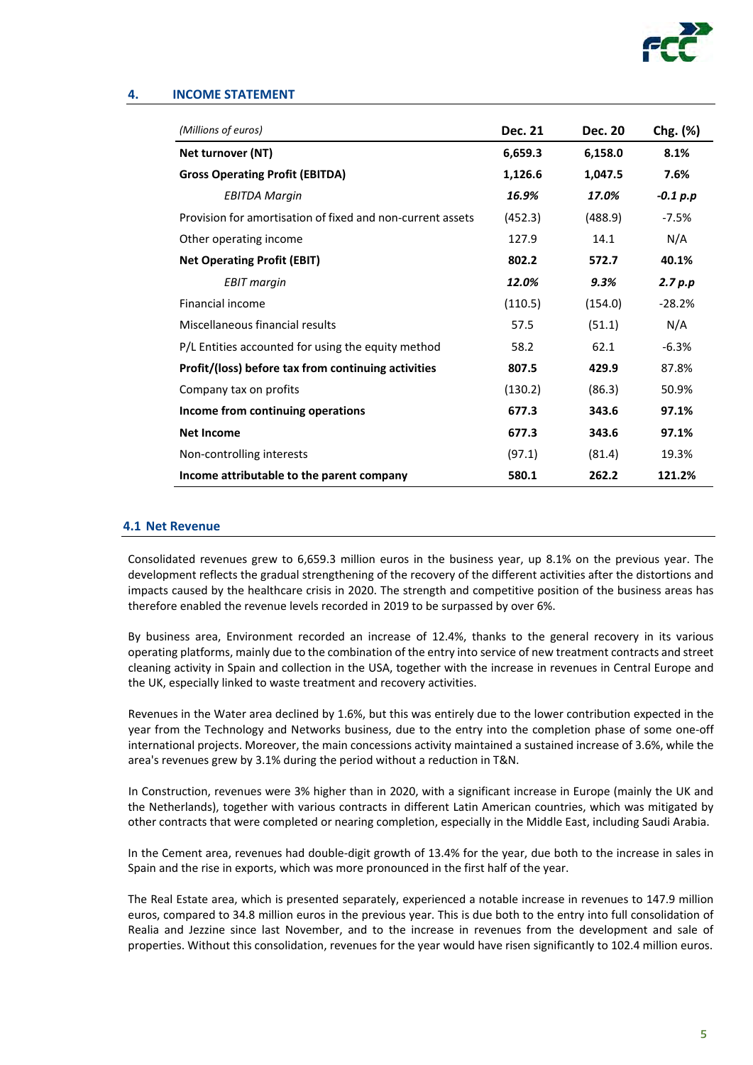## 4. INCOME STATEMENT

| *(Millions of euros)* | Dec. 21 | Dec. 20 | Chg. (%) |
|---|---|---|---|
| **Net turnover (NT)** | **6,659.3** | **6,158.0** | **8.1%** |
| **Gross Operating Profit (EBITDA)** | **1,126.6** | **1,047.5** | **7.6%** |
| *EBITDA Margin* | ***16.9%*** | ***17.0%*** | ***-0.1 p.p*** |
| Provision for amortisation of fixed and non-current assets | (452.3) | (488.9) | -7.5% |
| Other operating income | 127.9 | 14.1 | N/A |
| **Net Operating Profit (EBIT)** | **802.2** | **572.7** | **40.1%** |
| *EBIT margin* | ***12.0%*** | ***9.3%*** | ***2.7 p.p*** |
| Financial income | (110.5) | (154.0) | -28.2% |
| Miscellaneous financial results | 57.5 | (51.1) | N/A |
| P/L Entities accounted for using the equity method | 58.2 | 62.1 | -6.3% |
| **Profit/(loss) before tax from continuing activities** | **807.5** | **429.9** | 87.8% |
| Company tax on profits | (130.2) | (86.3) | 50.9% |
| **Income from continuing operations** | **677.3** | **343.6** | **97.1%** |
| **Net Income** | **677.3** | **343.6** | **97.1%** |
| Non-controlling interests | (97.1) | (81.4) | 19.3% |
| **Income attributable to the parent company** | **580.1** | **262.2** | **121.2%** |

### 4.1 Net Revenue

Consolidated revenues grew to 6,659.3 million euros in the business year, up 8.1% on the previous year. The development reflects the gradual strengthening of the recovery of the different activities after the distortions and impacts caused by the healthcare crisis in 2020. The strength and competitive position of the business areas has therefore enabled the revenue levels recorded in 2019 to be surpassed by over 6%.

By business area, Environment recorded an increase of 12.4%, thanks to the general recovery in its various operating platforms, mainly due to the combination of the entry into service of new treatment contracts and street cleaning activity in Spain and collection in the USA, together with the increase in revenues in Central Europe and the UK, especially linked to waste treatment and recovery activities.

Revenues in the Water area declined by 1.6%, but this was entirely due to the lower contribution expected in the year from the Technology and Networks business, due to the entry into the completion phase of some one-off international projects. Moreover, the main concessions activity maintained a sustained increase of 3.6%, while the area's revenues grew by 3.1% during the period without a reduction in T&N.

In Construction, revenues were 3% higher than in 2020, with a significant increase in Europe (mainly the UK and the Netherlands), together with various contracts in different Latin American countries, which was mitigated by other contracts that were completed or nearing completion, especially in the Middle East, including Saudi Arabia.

In the Cement area, revenues had double-digit growth of 13.4% for the year, due both to the increase in sales in Spain and the rise in exports, which was more pronounced in the first half of the year.

The Real Estate area, which is presented separately, experienced a notable increase in revenues to 147.9 million euros, compared to 34.8 million euros in the previous year. This is due both to the entry into full consolidation of Realia and Jezzine since last November, and to the increase in revenues from the development and sale of properties. Without this consolidation, revenues for the year would have risen significantly to 102.4 million euros.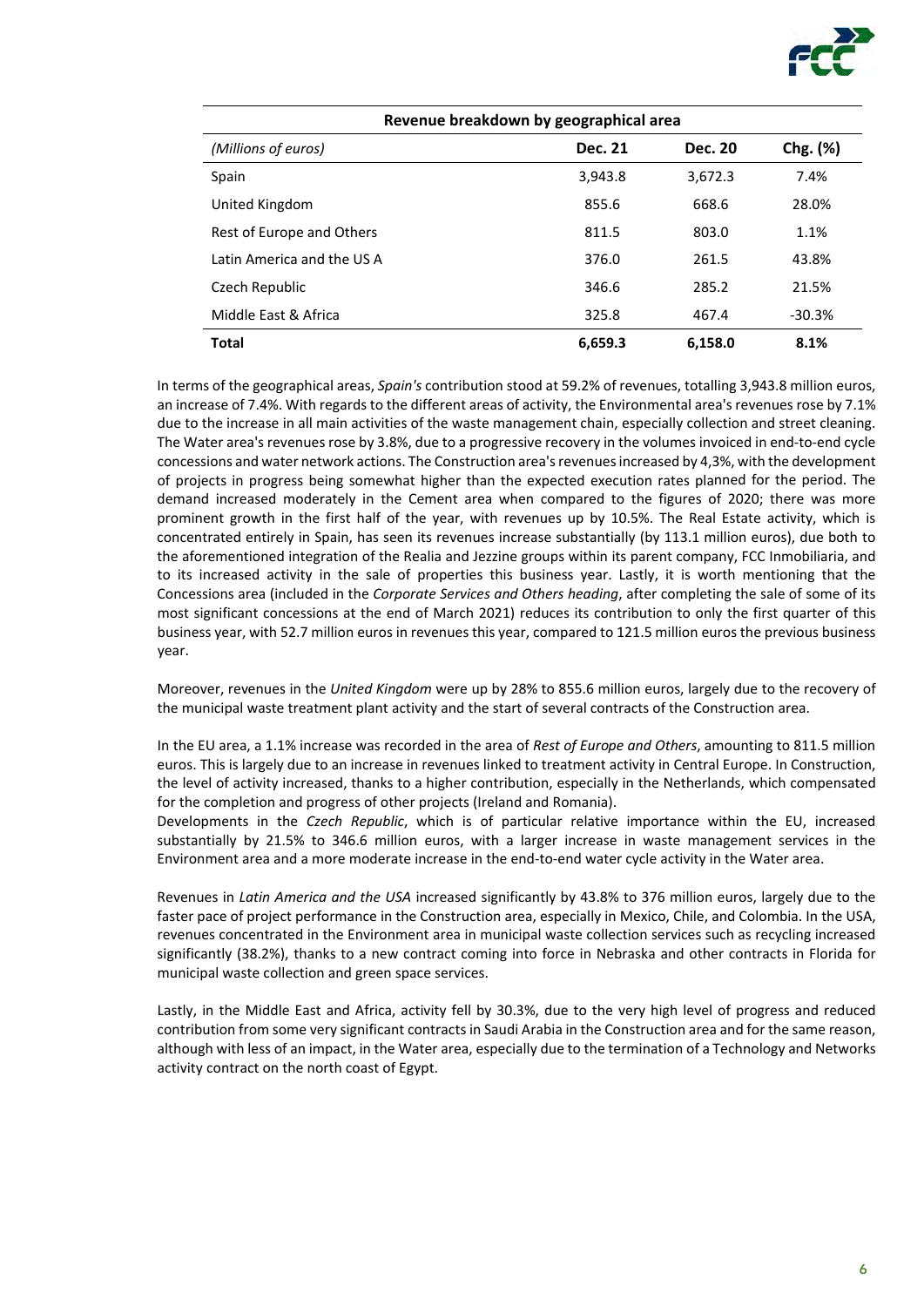| Revenue breakdown by geographical area | | | |
|---|---|---|---|
| *(Millions of euros)* | **Dec. 21** | **Dec. 20** | **Chg. (%)** |
| Spain | 3,943.8 | 3,672.3 | 7.4% |
| United Kingdom | 855.6 | 668.6 | 28.0% |
| Rest of Europe and Others | 811.5 | 803.0 | 1.1% |
| Latin America and the US A | 376.0 | 261.5 | 43.8% |
| Czech Republic | 346.6 | 285.2 | 21.5% |
| Middle East & Africa | 325.8 | 467.4 | -30.3% |
| **Total** | **6,659.3** | **6,158.0** | **8.1%** |

In terms of the geographical areas, *Spain's* contribution stood at 59.2% of revenues, totalling 3,943.8 million euros, an increase of 7.4%. With regards to the different areas of activity, the Environmental area's revenues rose by 7.1% due to the increase in all main activities of the waste management chain, especially collection and street cleaning. The Water area's revenues rose by 3.8%, due to a progressive recovery in the volumes invoiced in end-to-end cycle concessions and water network actions. The Construction area's revenues increased by 4,3%, with the development of projects in progress being somewhat higher than the expected execution rates planned for the period. The demand increased moderately in the Cement area when compared to the figures of 2020; there was more prominent growth in the first half of the year, with revenues up by 10.5%. The Real Estate activity, which is concentrated entirely in Spain, has seen its revenues increase substantially (by 113.1 million euros), due both to the aforementioned integration of the Realia and Jezzine groups within its parent company, FCC Inmobiliaria, and to its increased activity in the sale of properties this business year. Lastly, it is worth mentioning that the Concessions area (included in the *Corporate Services and Others heading*, after completing the sale of some of its most significant concessions at the end of March 2021) reduces its contribution to only the first quarter of this business year, with 52.7 million euros in revenues this year, compared to 121.5 million euros the previous business year.

Moreover, revenues in the *United Kingdom* were up by 28% to 855.6 million euros, largely due to the recovery of the municipal waste treatment plant activity and the start of several contracts of the Construction area.

In the EU area, a 1.1% increase was recorded in the area of *Rest of Europe and Others*, amounting to 811.5 million euros. This is largely due to an increase in revenues linked to treatment activity in Central Europe. In Construction, the level of activity increased, thanks to a higher contribution, especially in the Netherlands, which compensated for the completion and progress of other projects (Ireland and Romania).

Developments in the *Czech Republic*, which is of particular relative importance within the EU, increased substantially by 21.5% to 346.6 million euros, with a larger increase in waste management services in the Environment area and a more moderate increase in the end-to-end water cycle activity in the Water area.

Revenues in *Latin America and the USA* increased significantly by 43.8% to 376 million euros, largely due to the faster pace of project performance in the Construction area, especially in Mexico, Chile, and Colombia. In the USA, revenues concentrated in the Environment area in municipal waste collection services such as recycling increased significantly (38.2%), thanks to a new contract coming into force in Nebraska and other contracts in Florida for municipal waste collection and green space services.

Lastly, in the Middle East and Africa, activity fell by 30.3%, due to the very high level of progress and reduced contribution from some very significant contracts in Saudi Arabia in the Construction area and for the same reason, although with less of an impact, in the Water area, especially due to the termination of a Technology and Networks activity contract on the north coast of Egypt.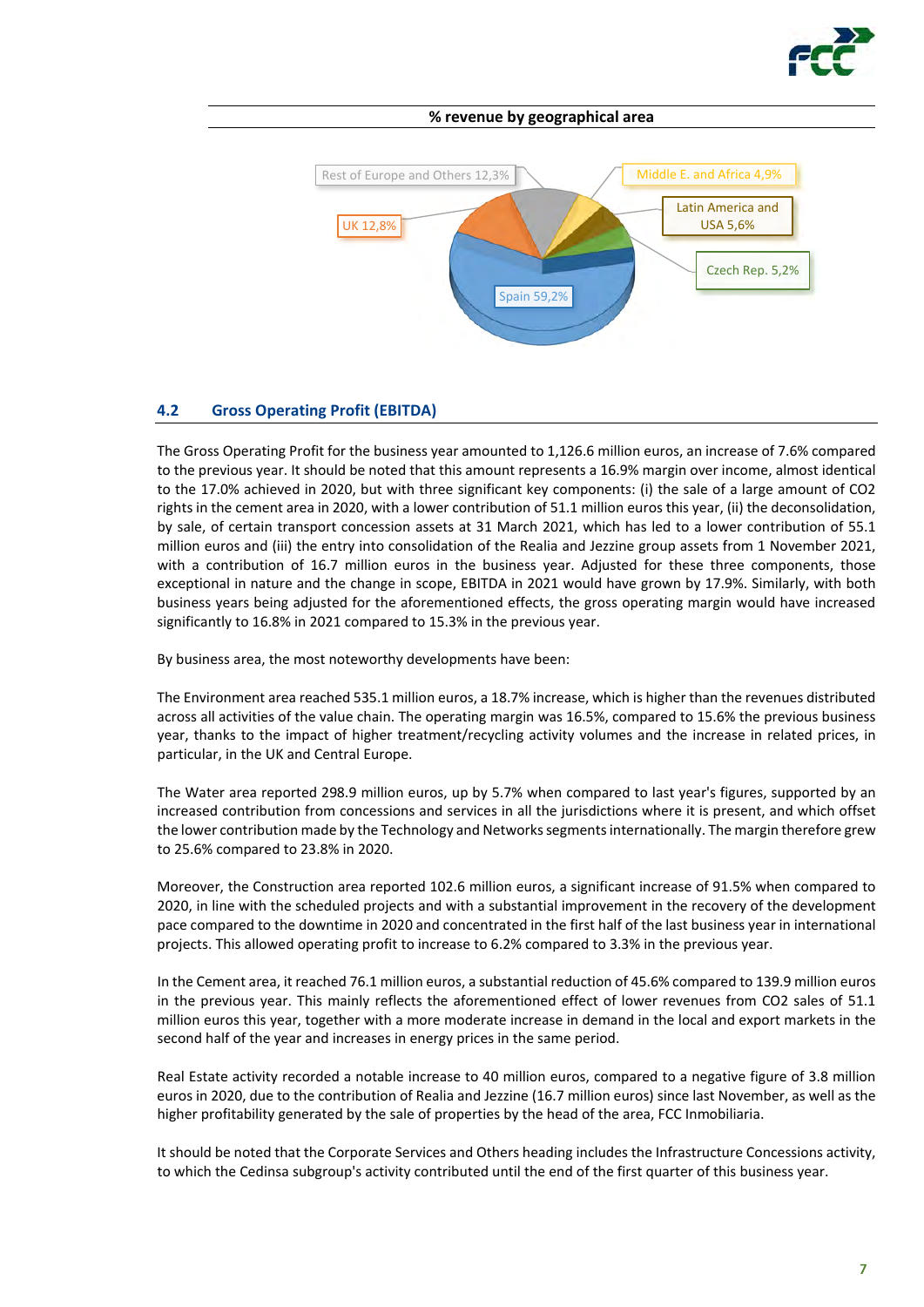**% revenue by geographical area**

Rest of Europe and Others 12,3%
Middle E. and Africa 4,9%
Latin America and USA 5,6%
UK 12,8%
Czech Rep. 5,2%
Spain 59,2%

## 4.2 Gross Operating Profit (EBITDA)

The Gross Operating Profit for the business year amounted to 1,126.6 million euros, an increase of 7.6% compared to the previous year. It should be noted that this amount represents a 16.9% margin over income, almost identical to the 17.0% achieved in 2020, but with three significant key components: (i) the sale of a large amount of $CO_2$ rights in the cement area in 2020, with a lower contribution of 51.1 million euros this year, (ii) the deconsolidation, by sale, of certain transport concession assets at 31 March 2021, which has led to a lower contribution of 55.1 million euros and (iii) the entry into consolidation of the Realia and Jezzine group assets from 1 November 2021, with a contribution of 16.7 million euros in the business year. Adjusted for these three components, those exceptional in nature and the change in scope, EBITDA in 2021 would have grown by 17.9%. Similarly, with both business years being adjusted for the aforementioned effects, the gross operating margin would have increased significantly to 16.8% in 2021 compared to 15.3% in the previous year.

By business area, the most noteworthy developments have been:

The Environment area reached 535.1 million euros, a 18.7% increase, which is higher than the revenues distributed across all activities of the value chain. The operating margin was 16.5%, compared to 15.6% the previous business year, thanks to the impact of higher treatment/recycling activity volumes and the increase in related prices, in particular, in the UK and Central Europe.

The Water area reported 298.9 million euros, up by 5.7% when compared to last year's figures, supported by an increased contribution from concessions and services in all the jurisdictions where it is present, and which offset the lower contribution made by the Technology and Networks segments internationally. The margin therefore grew to 25.6% compared to 23.8% in 2020.

Moreover, the Construction area reported 102.6 million euros, a significant increase of 91.5% when compared to 2020, in line with the scheduled projects and with a substantial improvement in the recovery of the development pace compared to the downtime in 2020 and concentrated in the first half of the last business year in international projects. This allowed operating profit to increase to 6.2% compared to 3.3% in the previous year.

In the Cement area, it reached 76.1 million euros, a substantial reduction of 45.6% compared to 139.9 million euros in the previous year. This mainly reflects the aforementioned effect of lower revenues from $CO_2$ sales of 51.1 million euros this year, together with a more moderate increase in demand in the local and export markets in the second half of the year and increases in energy prices in the same period.

Real Estate activity recorded a notable increase to 40 million euros, compared to a negative figure of 3.8 million euros in 2020, due to the contribution of Realia and Jezzine (16.7 million euros) since last November, as well as the higher profitability generated by the sale of properties by the head of the area, FCC Inmobiliaria.

It should be noted that the Corporate Services and Others heading includes the Infrastructure Concessions activity, to which the Cedinsa subgroup's activity contributed until the end of the first quarter of this business year.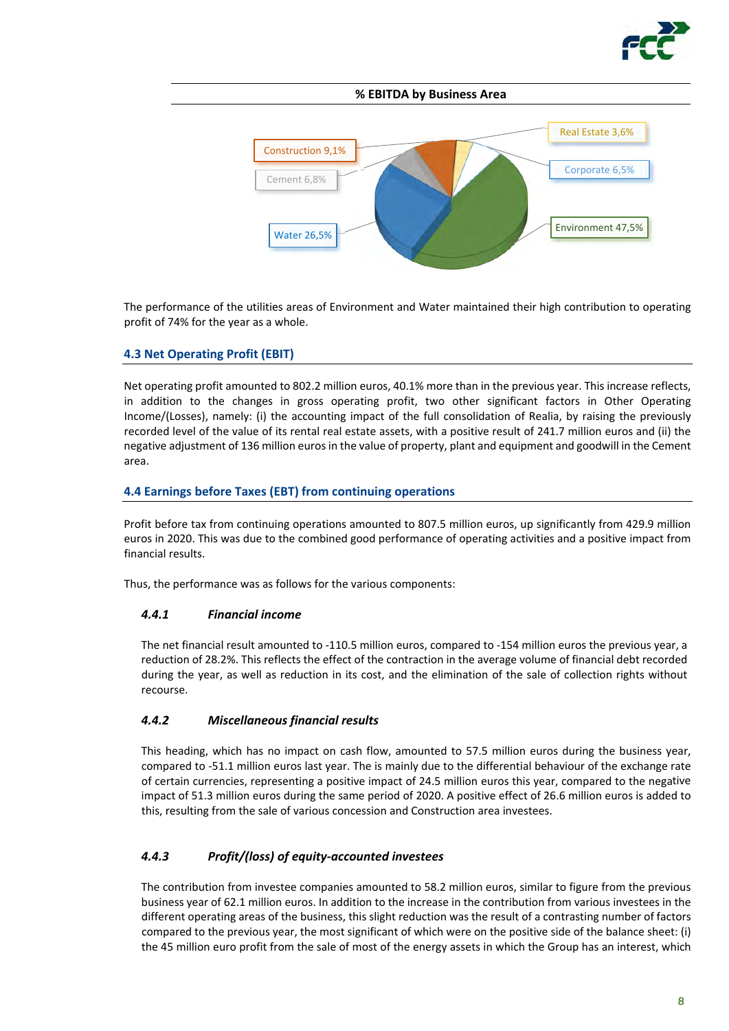**% EBITDA by Business Area**

Real Estate 3,6%
Construction 9,1%
Corporate 6,5%
Cement 6,8%
Water 26,5%
Environment 47,5%

The performance of the utilities areas of Environment and Water maintained their high contribution to operating profit of 74% for the year as a whole.

## 4.3 Net Operating Profit (EBIT)

Net operating profit amounted to 802.2 million euros, 40.1% more than in the previous year. This increase reflects, in addition to the changes in gross operating profit, two other significant factors in Other Operating Income/(Losses), namely: (i) the accounting impact of the full consolidation of Realia, by raising the previously recorded level of the value of its rental real estate assets, with a positive result of 241.7 million euros and (ii) the negative adjustment of 136 million euros in the value of property, plant and equipment and goodwill in the Cement area.

## 4.4 Earnings before Taxes (EBT) from continuing operations

Profit before tax from continuing operations amounted to 807.5 million euros, up significantly from 429.9 million euros in 2020. This was due to the combined good performance of operating activities and a positive impact from financial results.

Thus, the performance was as follows for the various components:

### *4.4.1 Financial income*

The net financial result amounted to -110.5 million euros, compared to -154 million euros the previous year, a reduction of 28.2%. This reflects the effect of the contraction in the average volume of financial debt recorded during the year, as well as reduction in its cost, and the elimination of the sale of collection rights without recourse.

### *4.4.2 Miscellaneous financial results*

This heading, which has no impact on cash flow, amounted to 57.5 million euros during the business year, compared to -51.1 million euros last year. The is mainly due to the differential behaviour of the exchange rate of certain currencies, representing a positive impact of 24.5 million euros this year, compared to the negative impact of 51.3 million euros during the same period of 2020. A positive effect of 26.6 million euros is added to this, resulting from the sale of various concession and Construction area investees.

### *4.4.3 Profit/(loss) of equity-accounted investees*

The contribution from investee companies amounted to 58.2 million euros, similar to figure from the previous business year of 62.1 million euros. In addition to the increase in the contribution from various investees in the different operating areas of the business, this slight reduction was the result of a contrasting number of factors compared to the previous year, the most significant of which were on the positive side of the balance sheet: (i) the 45 million euro profit from the sale of most of the energy assets in which the Group has an interest, which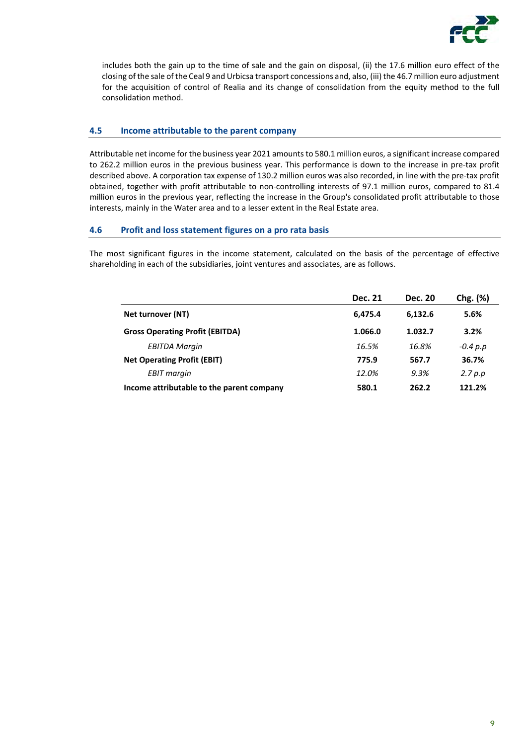includes both the gain up to the time of sale and the gain on disposal, (ii) the 17.6 million euro effect of the closing of the sale of the Ceal 9 and Urbicsa transport concessions and, also, (iii) the 46.7 million euro adjustment for the acquisition of control of Realia and its change of consolidation from the equity method to the full consolidation method.

## 4.5 Income attributable to the parent company

Attributable net income for the business year 2021 amounts to 580.1 million euros, a significant increase compared to 262.2 million euros in the previous business year. This performance is down to the increase in pre-tax profit described above. A corporation tax expense of 130.2 million euros was also recorded, in line with the pre-tax profit obtained, together with profit attributable to non-controlling interests of 97.1 million euros, compared to 81.4 million euros in the previous year, reflecting the increase in the Group's consolidated profit attributable to those interests, mainly in the Water area and to a lesser extent in the Real Estate area.

## 4.6 Profit and loss statement figures on a pro rata basis

The most significant figures in the income statement, calculated on the basis of the percentage of effective shareholding in each of the subsidiaries, joint ventures and associates, are as follows.

| | Dec. 21 | Dec. 20 | Chg. (%) |
|---|---|---|---|
| **Net turnover (NT)** | **6,475.4** | **6,132.6** | **5.6%** |
| **Gross Operating Profit (EBITDA)** | **1.066.0** | **1.032.7** | **3.2%** |
| *EBITDA Margin* | *16.5%* | *16.8%* | *-0.4 p.p* |
| **Net Operating Profit (EBIT)** | **775.9** | **567.7** | **36.7%** |
| *EBIT margin* | *12.0%* | *9.3%* | *2.7 p.p* |
| **Income attributable to the parent company** | **580.1** | **262.2** | **121.2%** |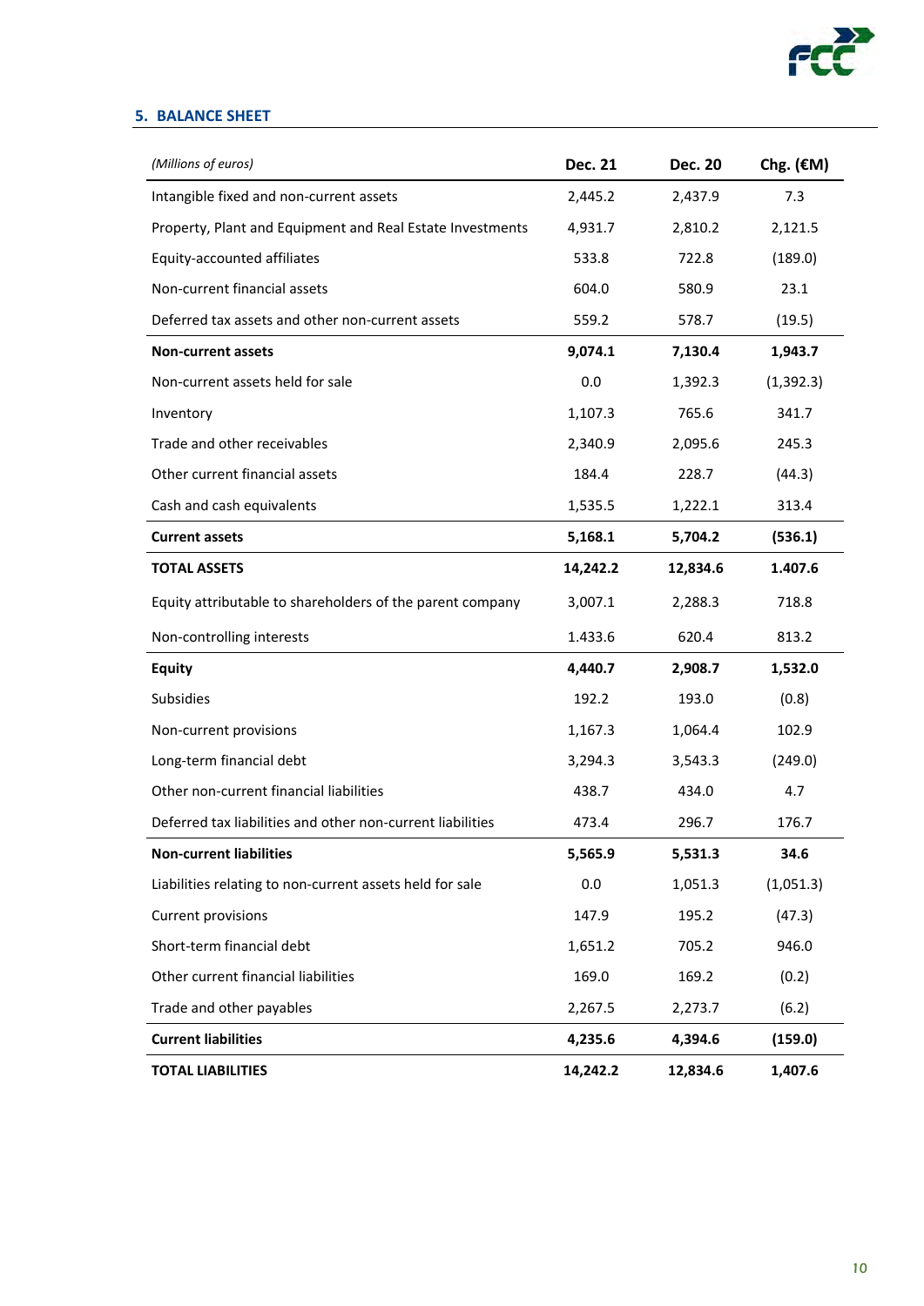## 5. BALANCE SHEET

| *(Millions of euros)* | **Dec. 21** | **Dec. 20** | **Chg. (€M)** |
|---|---|---|---|
| Intangible fixed and non-current assets | 2,445.2 | 2,437.9 | 7.3 |
| Property, Plant and Equipment and Real Estate Investments | 4,931.7 | 2,810.2 | 2,121.5 |
| Equity-accounted affiliates | 533.8 | 722.8 | (189.0) |
| Non-current financial assets | 604.0 | 580.9 | 23.1 |
| Deferred tax assets and other non-current assets | 559.2 | 578.7 | (19.5) |
| **Non-current assets** | **9,074.1** | **7,130.4** | **1,943.7** |
| Non-current assets held for sale | 0.0 | 1,392.3 | (1,392.3) |
| Inventory | 1,107.3 | 765.6 | 341.7 |
| Trade and other receivables | 2,340.9 | 2,095.6 | 245.3 |
| Other current financial assets | 184.4 | 228.7 | (44.3) |
| Cash and cash equivalents | 1,535.5 | 1,222.1 | 313.4 |
| **Current assets** | **5,168.1** | **5,704.2** | **(536.1)** |
| **TOTAL ASSETS** | **14,242.2** | **12,834.6** | **1.407.6** |
| Equity attributable to shareholders of the parent company | 3,007.1 | 2,288.3 | 718.8 |
| Non-controlling interests | 1.433.6 | 620.4 | 813.2 |
| **Equity** | **4,440.7** | **2,908.7** | **1,532.0** |
| Subsidies | 192.2 | 193.0 | (0.8) |
| Non-current provisions | 1,167.3 | 1,064.4 | 102.9 |
| Long-term financial debt | 3,294.3 | 3,543.3 | (249.0) |
| Other non-current financial liabilities | 438.7 | 434.0 | 4.7 |
| Deferred tax liabilities and other non-current liabilities | 473.4 | 296.7 | 176.7 |
| **Non-current liabilities** | **5,565.9** | **5,531.3** | **34.6** |
| Liabilities relating to non-current assets held for sale | 0.0 | 1,051.3 | (1,051.3) |
| Current provisions | 147.9 | 195.2 | (47.3) |
| Short-term financial debt | 1,651.2 | 705.2 | 946.0 |
| Other current financial liabilities | 169.0 | 169.2 | (0.2) |
| Trade and other payables | 2,267.5 | 2,273.7 | (6.2) |
| **Current liabilities** | **4,235.6** | **4,394.6** | **(159.0)** |
| **TOTAL LIABILITIES** | **14,242.2** | **12,834.6** | **1,407.6** |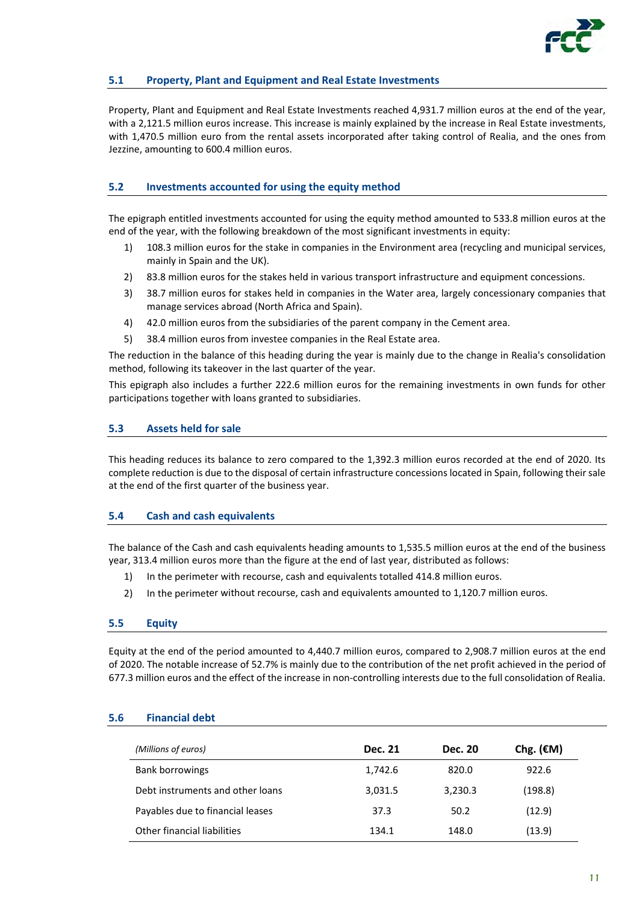## 5.1 Property, Plant and Equipment and Real Estate Investments

Property, Plant and Equipment and Real Estate Investments reached 4,931.7 million euros at the end of the year, with a 2,121.5 million euros increase. This increase is mainly explained by the increase in Real Estate investments, with 1,470.5 million euro from the rental assets incorporated after taking control of Realia, and the ones from Jezzine, amounting to 600.4 million euros.

## 5.2 Investments accounted for using the equity method

The epigraph entitled investments accounted for using the equity method amounted to 533.8 million euros at the end of the year, with the following breakdown of the most significant investments in equity:

1) 108.3 million euros for the stake in companies in the Environment area (recycling and municipal services, mainly in Spain and the UK).
2) 83.8 million euros for the stakes held in various transport infrastructure and equipment concessions.
3) 38.7 million euros for stakes held in companies in the Water area, largely concessionary companies that manage services abroad (North Africa and Spain).
4) 42.0 million euros from the subsidiaries of the parent company in the Cement area.
5) 38.4 million euros from investee companies in the Real Estate area.

The reduction in the balance of this heading during the year is mainly due to the change in Realia's consolidation method, following its takeover in the last quarter of the year.

This epigraph also includes a further 222.6 million euros for the remaining investments in own funds for other participations together with loans granted to subsidiaries.

## 5.3 Assets held for sale

This heading reduces its balance to zero compared to the 1,392.3 million euros recorded at the end of 2020. Its complete reduction is due to the disposal of certain infrastructure concessions located in Spain, following their sale at the end of the first quarter of the business year.

## 5.4 Cash and cash equivalents

The balance of the Cash and cash equivalents heading amounts to 1,535.5 million euros at the end of the business year, 313.4 million euros more than the figure at the end of last year, distributed as follows:

1) In the perimeter with recourse, cash and equivalents totalled 414.8 million euros.
2) In the perimeter without recourse, cash and equivalents amounted to 1,120.7 million euros.

## 5.5 Equity

Equity at the end of the period amounted to 4,440.7 million euros, compared to 2,908.7 million euros at the end of 2020. The notable increase of 52.7% is mainly due to the contribution of the net profit achieved in the period of 677.3 million euros and the effect of the increase in non-controlling interests due to the full consolidation of Realia.

## 5.6 Financial debt

| *(Millions of euros)* | **Dec. 21** | **Dec. 20** | **Chg. (€M)** |
|---|---|---|---|
| Bank borrowings | 1,742.6 | 820.0 | 922.6 |
| Debt instruments and other loans | 3,031.5 | 3,230.3 | (198.8) |
| Payables due to financial leases | 37.3 | 50.2 | (12.9) |
| Other financial liabilities | 134.1 | 148.0 | (13.9) |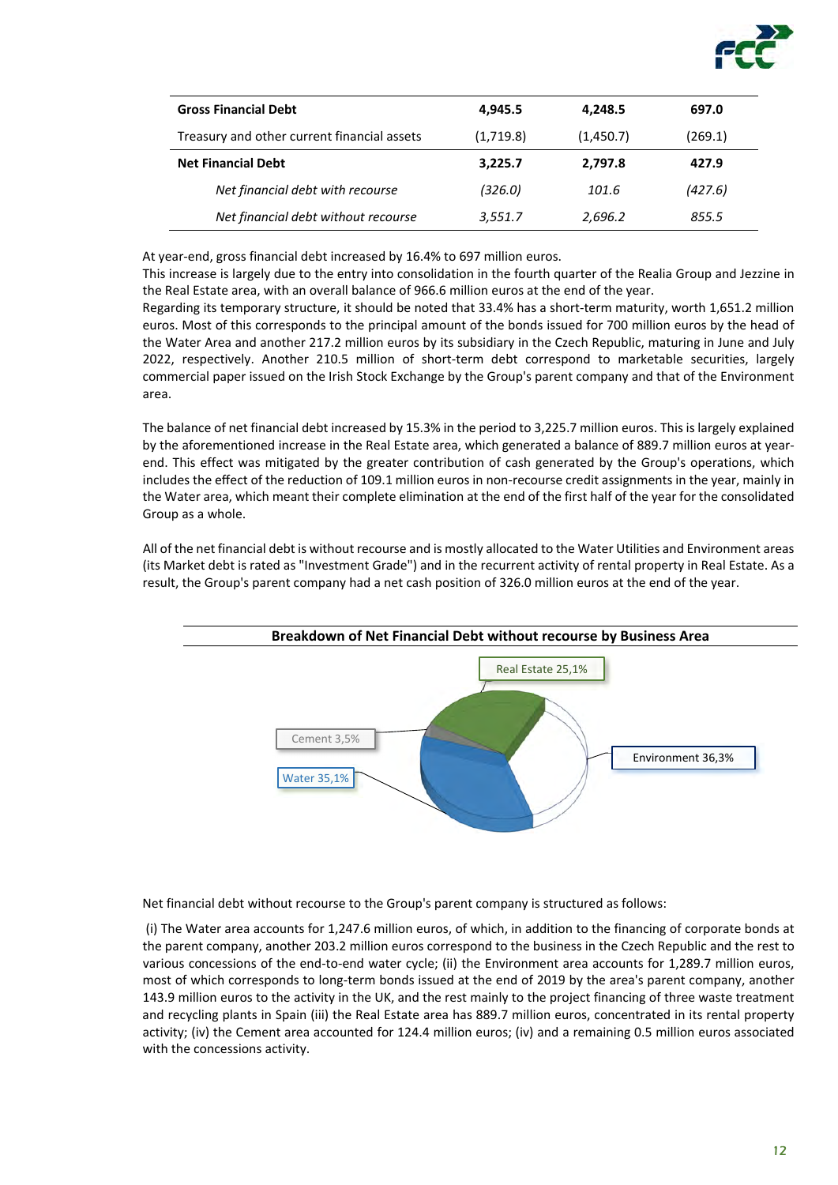| | | | |
|---|---|---|---|
| **Gross Financial Debt** | **4,945.5** | **4,248.5** | **697.0** |
| Treasury and other current financial assets | (1,719.8) | (1,450.7) | (269.1) |
| **Net Financial Debt** | **3,225.7** | **2,797.8** | **427.9** |
| *Net financial debt with recourse* | *(326.0)* | *101.6* | *(427.6)* |
| *Net financial debt without recourse* | *3,551.7* | *2,696.2* | *855.5* |

At year-end, gross financial debt increased by 16.4% to 697 million euros.
This increase is largely due to the entry into consolidation in the fourth quarter of the Realia Group and Jezzine in the Real Estate area, with an overall balance of 966.6 million euros at the end of the year.
Regarding its temporary structure, it should be noted that 33.4% has a short-term maturity, worth 1,651.2 million euros. Most of this corresponds to the principal amount of the bonds issued for 700 million euros by the head of the Water Area and another 217.2 million euros by its subsidiary in the Czech Republic, maturing in June and July 2022, respectively. Another 210.5 million of short-term debt correspond to marketable securities, largely commercial paper issued on the Irish Stock Exchange by the Group's parent company and that of the Environment area.

The balance of net financial debt increased by 15.3% in the period to 3,225.7 million euros. This is largely explained by the aforementioned increase in the Real Estate area, which generated a balance of 889.7 million euros at year-end. This effect was mitigated by the greater contribution of cash generated by the Group's operations, which includes the effect of the reduction of 109.1 million euros in non-recourse credit assignments in the year, mainly in the Water area, which meant their complete elimination at the end of the first half of the year for the consolidated Group as a whole.

All of the net financial debt is without recourse and is mostly allocated to the Water Utilities and Environment areas (its Market debt is rated as "Investment Grade") and in the recurrent activity of rental property in Real Estate. As a result, the Group's parent company had a net cash position of 326.0 million euros at the end of the year.

**Breakdown of Net Financial Debt without recourse by Business Area**

| Business Area | % |
|---|---|
| Real Estate | 25,1% |
| Environment | 36,3% |
| Water | 35,1% |
| Cement | 3,5% |

Net financial debt without recourse to the Group's parent company is structured as follows:

(i) The Water area accounts for 1,247.6 million euros, of which, in addition to the financing of corporate bonds at the parent company, another 203.2 million euros correspond to the business in the Czech Republic and the rest to various concessions of the end-to-end water cycle; (ii) the Environment area accounts for 1,289.7 million euros, most of which corresponds to long-term bonds issued at the end of 2019 by the area's parent company, another 143.9 million euros to the activity in the UK, and the rest mainly to the project financing of three waste treatment and recycling plants in Spain (iii) the Real Estate area has 889.7 million euros, concentrated in its rental property activity; (iv) the Cement area accounted for 124.4 million euros; (iv) and a remaining 0.5 million euros associated with the concessions activity.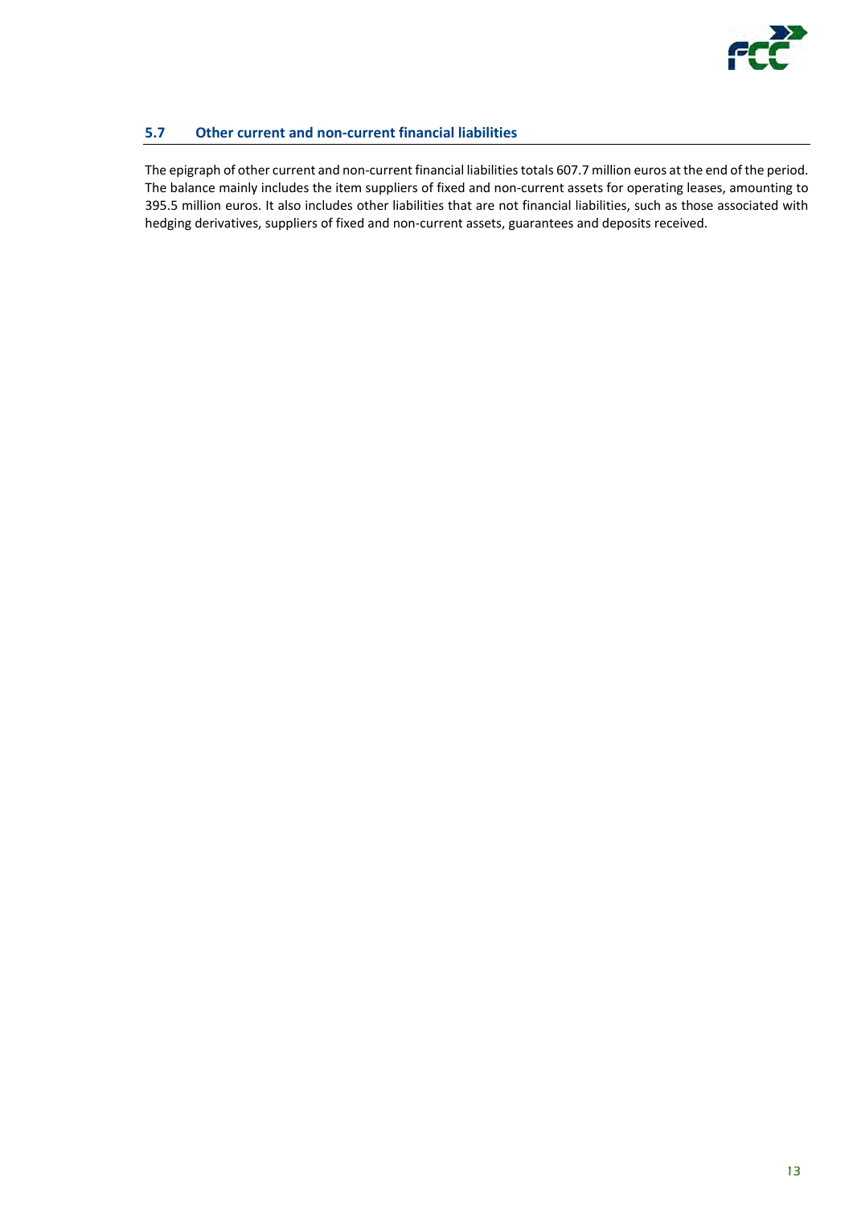## 5.7 Other current and non-current financial liabilities

The epigraph of other current and non-current financial liabilities totals 607.7 million euros at the end of the period. The balance mainly includes the item suppliers of fixed and non-current assets for operating leases, amounting to 395.5 million euros. It also includes other liabilities that are not financial liabilities, such as those associated with hedging derivatives, suppliers of fixed and non-current assets, guarantees and deposits received.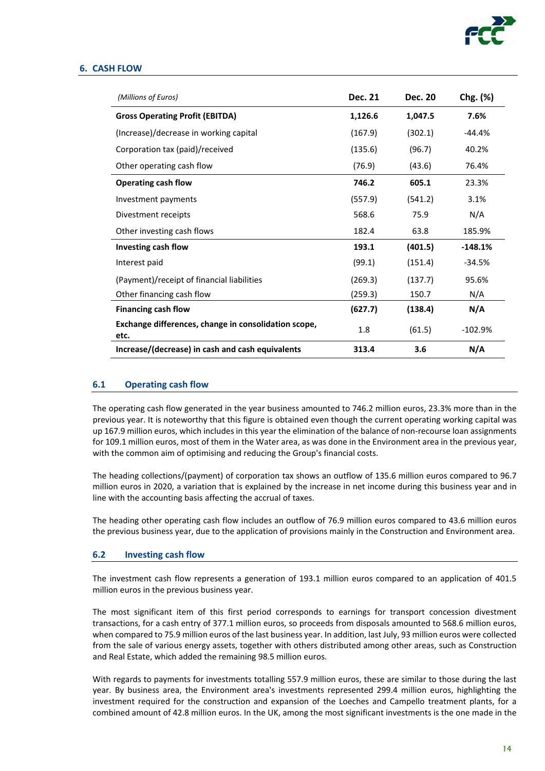## 6. CASH FLOW

| *(Millions of Euros)* | **Dec. 21** | **Dec. 20** | **Chg. (%)** |
|---|---|---|---|
| **Gross Operating Profit (EBITDA)** | **1,126.6** | **1,047.5** | **7.6%** |
| (Increase)/decrease in working capital | (167.9) | (302.1) | -44.4% |
| Corporation tax (paid)/received | (135.6) | (96.7) | 40.2% |
| Other operating cash flow | (76.9) | (43.6) | 76.4% |
| **Operating cash flow** | **746.2** | **605.1** | 23.3% |
| Investment payments | (557.9) | (541.2) | 3.1% |
| Divestment receipts | 568.6 | 75.9 | N/A |
| Other investing cash flows | 182.4 | 63.8 | 185.9% |
| **Investing cash flow** | **193.1** | **(401.5)** | **-148.1%** |
| Interest paid | (99.1) | (151.4) | -34.5% |
| (Payment)/receipt of financial liabilities | (269.3) | (137.7) | 95.6% |
| Other financing cash flow | (259.3) | 150.7 | N/A |
| **Financing cash flow** | **(627.7)** | **(138.4)** | **N/A** |
| **Exchange differences, change in consolidation scope, etc.** | 1.8 | (61.5) | -102.9% |
| **Increase/(decrease) in cash and cash equivalents** | **313.4** | **3.6** | **N/A** |

### 6.1 Operating cash flow

The operating cash flow generated in the year business amounted to 746.2 million euros, 23.3% more than in the previous year. It is noteworthy that this figure is obtained even though the current operating working capital was up 167.9 million euros, which includes in this year the elimination of the balance of non-recourse loan assignments for 109.1 million euros, most of them in the Water area, as was done in the Environment area in the previous year, with the common aim of optimising and reducing the Group's financial costs.

The heading collections/(payment) of corporation tax shows an outflow of 135.6 million euros compared to 96.7 million euros in 2020, a variation that is explained by the increase in net income during this business year and in line with the accounting basis affecting the accrual of taxes.

The heading other operating cash flow includes an outflow of 76.9 million euros compared to 43.6 million euros the previous business year, due to the application of provisions mainly in the Construction and Environment area.

### 6.2 Investing cash flow

The investment cash flow represents a generation of 193.1 million euros compared to an application of 401.5 million euros in the previous business year.

The most significant item of this first period corresponds to earnings for transport concession divestment transactions, for a cash entry of 377.1 million euros, so proceeds from disposals amounted to 568.6 million euros, when compared to 75.9 million euros of the last business year. In addition, last July, 93 million euros were collected from the sale of various energy assets, together with others distributed among other areas, such as Construction and Real Estate, which added the remaining 98.5 million euros.

With regards to payments for investments totalling 557.9 million euros, these are similar to those during the last year. By business area, the Environment area's investments represented 299.4 million euros, highlighting the investment required for the construction and expansion of the Loeches and Campello treatment plants, for a combined amount of 42.8 million euros. In the UK, among the most significant investments is the one made in the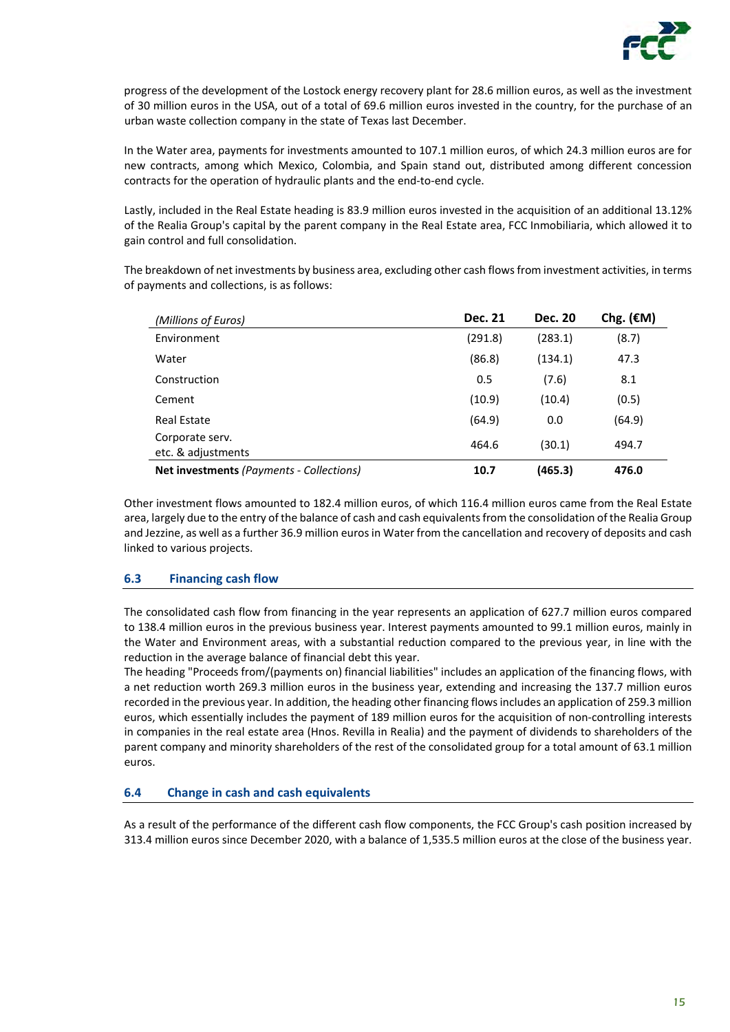progress of the development of the Lostock energy recovery plant for 28.6 million euros, as well as the investment of 30 million euros in the USA, out of a total of 69.6 million euros invested in the country, for the purchase of an urban waste collection company in the state of Texas last December.

In the Water area, payments for investments amounted to 107.1 million euros, of which 24.3 million euros are for new contracts, among which Mexico, Colombia, and Spain stand out, distributed among different concession contracts for the operation of hydraulic plants and the end-to-end cycle.

Lastly, included in the Real Estate heading is 83.9 million euros invested in the acquisition of an additional 13.12% of the Realia Group's capital by the parent company in the Real Estate area, FCC Inmobiliaria, which allowed it to gain control and full consolidation.

The breakdown of net investments by business area, excluding other cash flows from investment activities, in terms of payments and collections, is as follows:

| *(Millions of Euros)* | **Dec. 21** | **Dec. 20** | **Chg. (€M)** |
|---|---|---|---|
| Environment | (291.8) | (283.1) | (8.7) |
| Water | (86.8) | (134.1) | 47.3 |
| Construction | 0.5 | (7.6) | 8.1 |
| Cement | (10.9) | (10.4) | (0.5) |
| Real Estate | (64.9) | 0.0 | (64.9) |
| Corporate serv. etc. & adjustments | 464.6 | (30.1) | 494.7 |
| **Net investments** *(Payments - Collections)* | **10.7** | **(465.3)** | **476.0** |

Other investment flows amounted to 182.4 million euros, of which 116.4 million euros came from the Real Estate area, largely due to the entry of the balance of cash and cash equivalents from the consolidation of the Realia Group and Jezzine, as well as a further 36.9 million euros in Water from the cancellation and recovery of deposits and cash linked to various projects.

## 6.3 Financing cash flow

The consolidated cash flow from financing in the year represents an application of 627.7 million euros compared to 138.4 million euros in the previous business year. Interest payments amounted to 99.1 million euros, mainly in the Water and Environment areas, with a substantial reduction compared to the previous year, in line with the reduction in the average balance of financial debt this year.

The heading "Proceeds from/(payments on) financial liabilities" includes an application of the financing flows, with a net reduction worth 269.3 million euros in the business year, extending and increasing the 137.7 million euros recorded in the previous year. In addition, the heading other financing flows includes an application of 259.3 million euros, which essentially includes the payment of 189 million euros for the acquisition of non-controlling interests in companies in the real estate area (Hnos. Revilla in Realia) and the payment of dividends to shareholders of the parent company and minority shareholders of the rest of the consolidated group for a total amount of 63.1 million euros.

## 6.4 Change in cash and cash equivalents

As a result of the performance of the different cash flow components, the FCC Group's cash position increased by 313.4 million euros since December 2020, with a balance of 1,535.5 million euros at the close of the business year.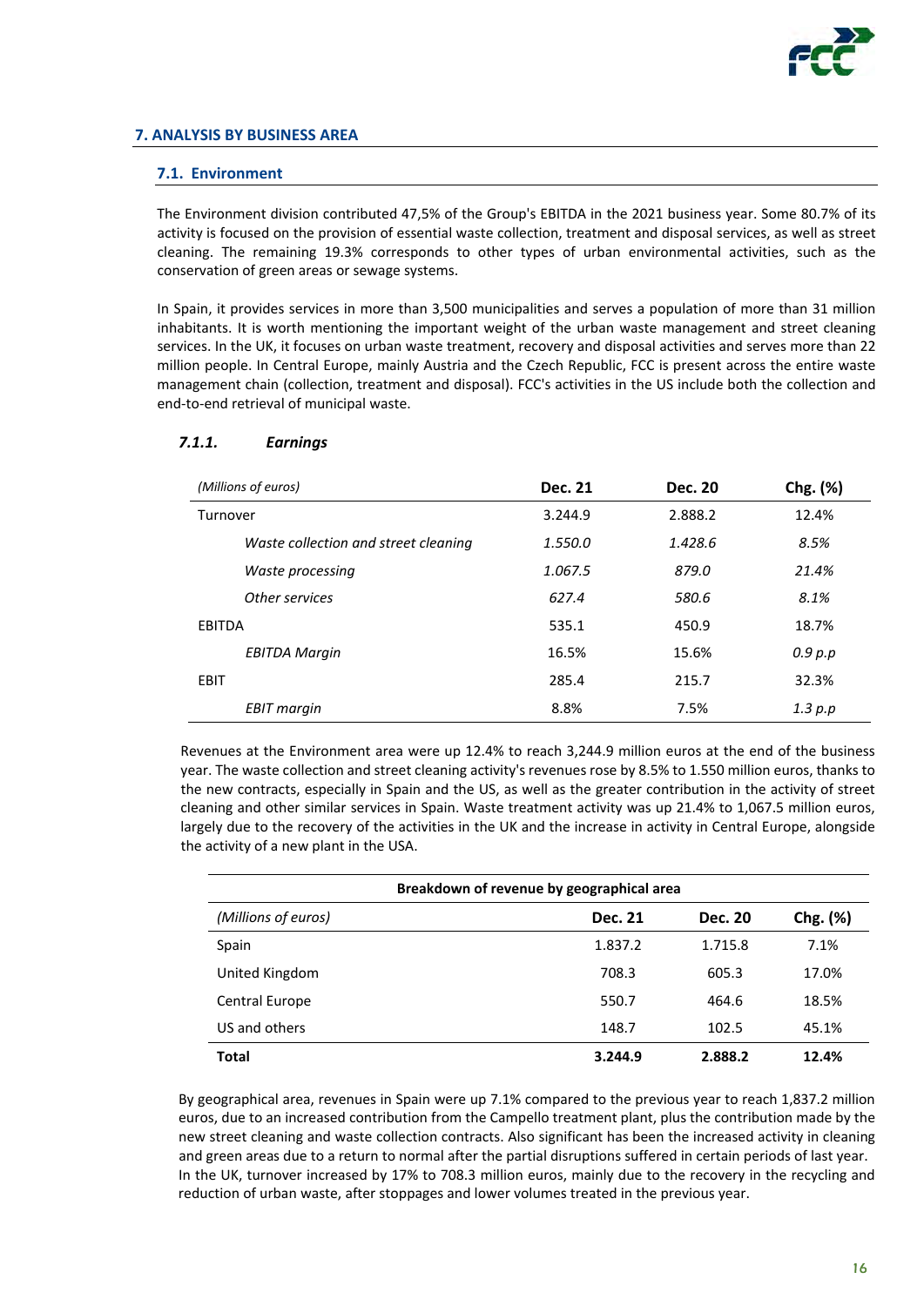## 7. ANALYSIS BY BUSINESS AREA

### 7.1. Environment

The Environment division contributed 47,5% of the Group's EBITDA in the 2021 business year. Some 80.7% of its activity is focused on the provision of essential waste collection, treatment and disposal services, as well as street cleaning. The remaining 19.3% corresponds to other types of urban environmental activities, such as the conservation of green areas or sewage systems.

In Spain, it provides services in more than 3,500 municipalities and serves a population of more than 31 million inhabitants. It is worth mentioning the important weight of the urban waste management and street cleaning services. In the UK, it focuses on urban waste treatment, recovery and disposal activities and serves more than 22 million people. In Central Europe, mainly Austria and the Czech Republic, FCC is present across the entire waste management chain (collection, treatment and disposal). FCC's activities in the US include both the collection and end-to-end retrieval of municipal waste.

#### *7.1.1. Earnings*

| *(Millions of euros)* | **Dec. 21** | **Dec. 20** | **Chg. (%)** |
|---|---|---|---|
| Turnover | 3.244.9 | 2.888.2 | 12.4% |
| *Waste collection and street cleaning* | *1.550.0* | *1.428.6* | *8.5%* |
| *Waste processing* | *1.067.5* | *879.0* | *21.4%* |
| *Other services* | *627.4* | *580.6* | *8.1%* |
| EBITDA | 535.1 | 450.9 | 18.7% |
| *EBITDA Margin* | 16.5% | 15.6% | *0.9 p.p* |
| EBIT | 285.4 | 215.7 | 32.3% |
| *EBIT margin* | 8.8% | 7.5% | *1.3 p.p* |

Revenues at the Environment area were up 12.4% to reach 3,244.9 million euros at the end of the business year. The waste collection and street cleaning activity's revenues rose by 8.5% to 1.550 million euros, thanks to the new contracts, especially in Spain and the US, as well as the greater contribution in the activity of street cleaning and other similar services in Spain. Waste treatment activity was up 21.4% to 1,067.5 million euros, largely due to the recovery of the activities in the UK and the increase in activity in Central Europe, alongside the activity of a new plant in the USA.

| **Breakdown of revenue by geographical area** | | | |
|---|---|---|---|
| *(Millions of euros)* | **Dec. 21** | **Dec. 20** | **Chg. (%)** |
| Spain | 1.837.2 | 1.715.8 | 7.1% |
| United Kingdom | 708.3 | 605.3 | 17.0% |
| Central Europe | 550.7 | 464.6 | 18.5% |
| US and others | 148.7 | 102.5 | 45.1% |
| **Total** | **3.244.9** | **2.888.2** | **12.4%** |

By geographical area, revenues in Spain were up 7.1% compared to the previous year to reach 1,837.2 million euros, due to an increased contribution from the Campello treatment plant, plus the contribution made by the new street cleaning and waste collection contracts. Also significant has been the increased activity in cleaning and green areas due to a return to normal after the partial disruptions suffered in certain periods of last year. In the UK, turnover increased by 17% to 708.3 million euros, mainly due to the recovery in the recycling and reduction of urban waste, after stoppages and lower volumes treated in the previous year.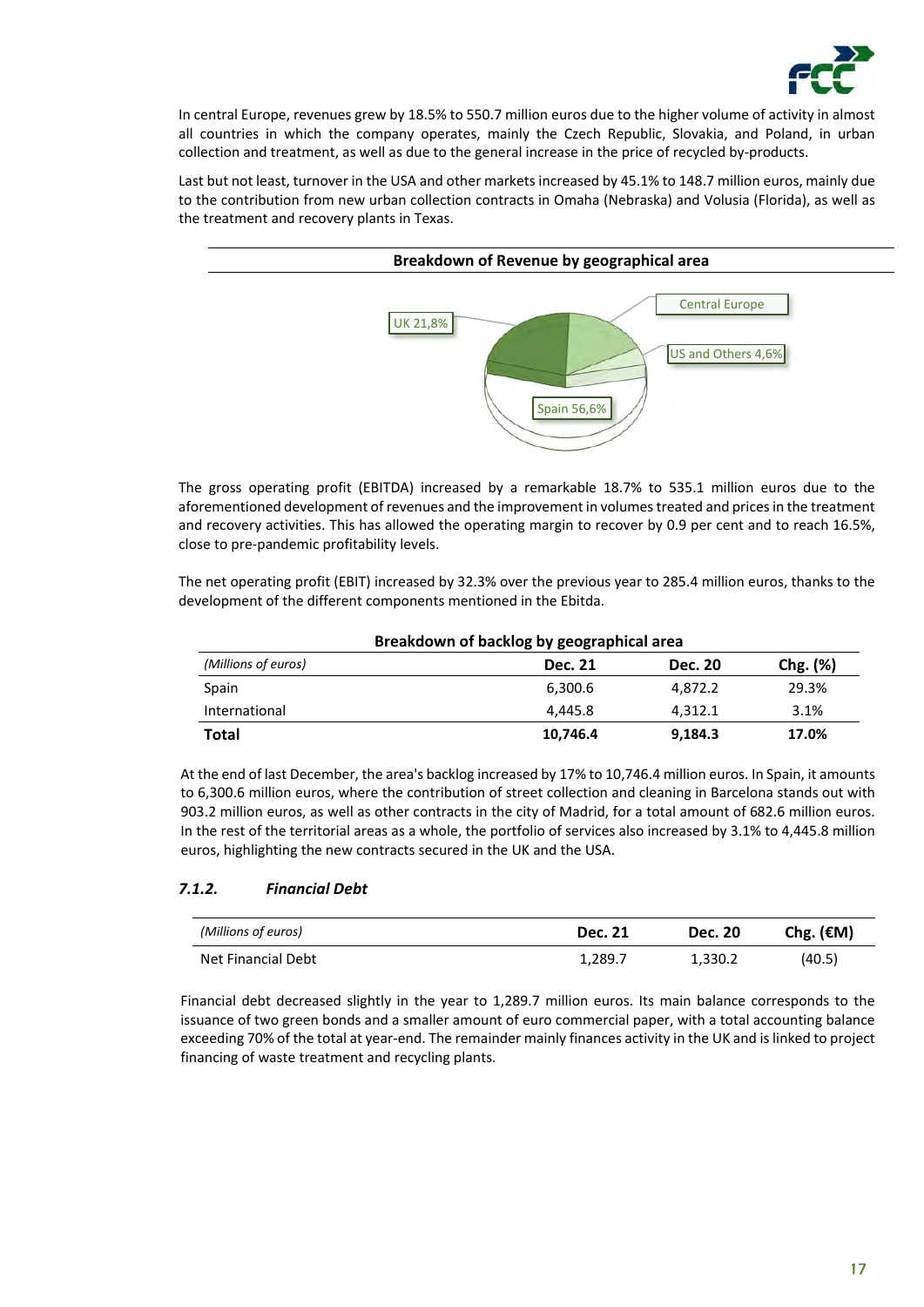In central Europe, revenues grew by 18.5% to 550.7 million euros due to the higher volume of activity in almost all countries in which the company operates, mainly the Czech Republic, Slovakia, and Poland, in urban collection and treatment, as well as due to the general increase in the price of recycled by-products.

Last but not least, turnover in the USA and other markets increased by 45.1% to 148.7 million euros, mainly due to the contribution from new urban collection contracts in Omaha (Nebraska) and Volusia (Florida), as well as the treatment and recovery plants in Texas.

**Breakdown of Revenue by geographical area**

UK 21,8%

Central Europe

US and Others 4,6%

Spain 56,6%

The gross operating profit (EBITDA) increased by a remarkable 18.7% to 535.1 million euros due to the aforementioned development of revenues and the improvement in volumes treated and prices in the treatment and recovery activities. This has allowed the operating margin to recover by 0.9 per cent and to reach 16.5%, close to pre-pandemic profitability levels.

The net operating profit (EBIT) increased by 32.3% over the previous year to 285.4 million euros, thanks to the development of the different components mentioned in the Ebitda.

**Breakdown of backlog by geographical area**

| *(Millions of euros)* | Dec. 21 | Dec. 20 | Chg. (%) |
|---|---|---|---|
| Spain | 6,300.6 | 4,872.2 | 29.3% |
| International | 4,445.8 | 4,312.1 | 3.1% |
| **Total** | **10,746.4** | **9,184.3** | **17.0%** |

At the end of last December, the area's backlog increased by 17% to 10,746.4 million euros. In Spain, it amounts to 6,300.6 million euros, where the contribution of street collection and cleaning in Barcelona stands out with 903.2 million euros, as well as other contracts in the city of Madrid, for a total amount of 682.6 million euros. In the rest of the territorial areas as a whole, the portfolio of services also increased by 3.1% to 4,445.8 million euros, highlighting the new contracts secured in the UK and the USA.

### *7.1.2. Financial Debt*

| *(Millions of euros)* | Dec. 21 | Dec. 20 | Chg. (€M) |
|---|---|---|---|
| Net Financial Debt | 1,289.7 | 1,330.2 | (40.5) |

Financial debt decreased slightly in the year to 1,289.7 million euros. Its main balance corresponds to the issuance of two green bonds and a smaller amount of euro commercial paper, with a total accounting balance exceeding 70% of the total at year-end. The remainder mainly finances activity in the UK and is linked to project financing of waste treatment and recycling plants.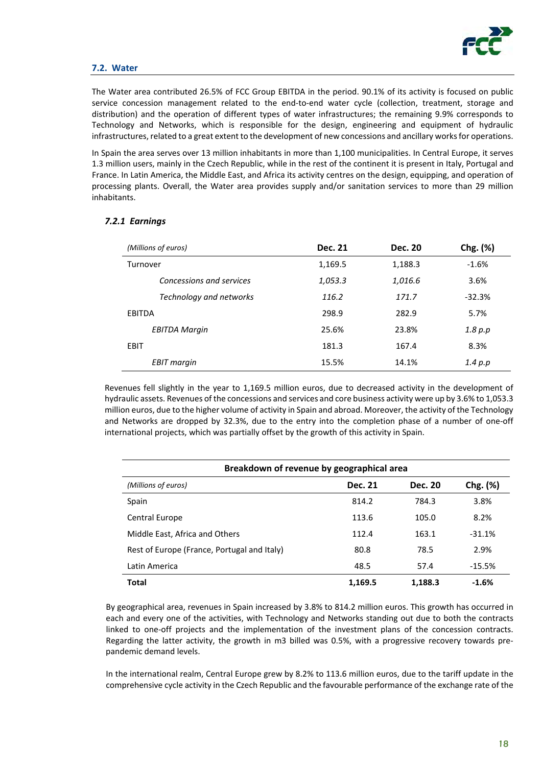## 7.2. Water

The Water area contributed 26.5% of FCC Group EBITDA in the period. 90.1% of its activity is focused on public service concession management related to the end-to-end water cycle (collection, treatment, storage and distribution) and the operation of different types of water infrastructures; the remaining 9.9% corresponds to Technology and Networks, which is responsible for the design, engineering and equipment of hydraulic infrastructures, related to a great extent to the development of new concessions and ancillary works for operations.

In Spain the area serves over 13 million inhabitants in more than 1,100 municipalities. In Central Europe, it serves 1.3 million users, mainly in the Czech Republic, while in the rest of the continent it is present in Italy, Portugal and France. In Latin America, the Middle East, and Africa its activity centres on the design, equipping, and operation of processing plants. Overall, the Water area provides supply and/or sanitation services to more than 29 million inhabitants.

### *7.2.1 Earnings*

| *(Millions of euros)* | **Dec. 21** | **Dec. 20** | **Chg. (%)** |
|---|---|---|---|
| Turnover | 1,169.5 | 1,188.3 | -1.6% |
| *Concessions and services* | *1,053.3* | *1,016.6* | 3.6% |
| *Technology and networks* | *116.2* | *171.7* | -32.3% |
| EBITDA | 298.9 | 282.9 | 5.7% |
| *EBITDA Margin* | 25.6% | 23.8% | *1.8 p.p* |
| EBIT | 181.3 | 167.4 | 8.3% |
| *EBIT margin* | 15.5% | 14.1% | *1.4 p.p* |

Revenues fell slightly in the year to 1,169.5 million euros, due to decreased activity in the development of hydraulic assets. Revenues of the concessions and services and core business activity were up by 3.6% to 1,053.3 million euros, due to the higher volume of activity in Spain and abroad. Moreover, the activity of the Technology and Networks are dropped by 32.3%, due to the entry into the completion phase of a number of one-off international projects, which was partially offset by the growth of this activity in Spain.

| **Breakdown of revenue by geographical area** | | | |
|---|---|---|---|
| *(Millions of euros)* | **Dec. 21** | **Dec. 20** | **Chg. (%)** |
| Spain | 814.2 | 784.3 | 3.8% |
| Central Europe | 113.6 | 105.0 | 8.2% |
| Middle East, Africa and Others | 112.4 | 163.1 | -31.1% |
| Rest of Europe (France, Portugal and Italy) | 80.8 | 78.5 | 2.9% |
| Latin America | 48.5 | 57.4 | -15.5% |
| **Total** | **1,169.5** | **1,188.3** | **-1.6%** |

By geographical area, revenues in Spain increased by 3.8% to 814.2 million euros. This growth has occurred in each and every one of the activities, with Technology and Networks standing out due to both the contracts linked to one-off projects and the implementation of the investment plans of the concession contracts. Regarding the latter activity, the growth in m3 billed was 0.5%, with a progressive recovery towards pre-pandemic demand levels.

In the international realm, Central Europe grew by 8.2% to 113.6 million euros, due to the tariff update in the comprehensive cycle activity in the Czech Republic and the favourable performance of the exchange rate of the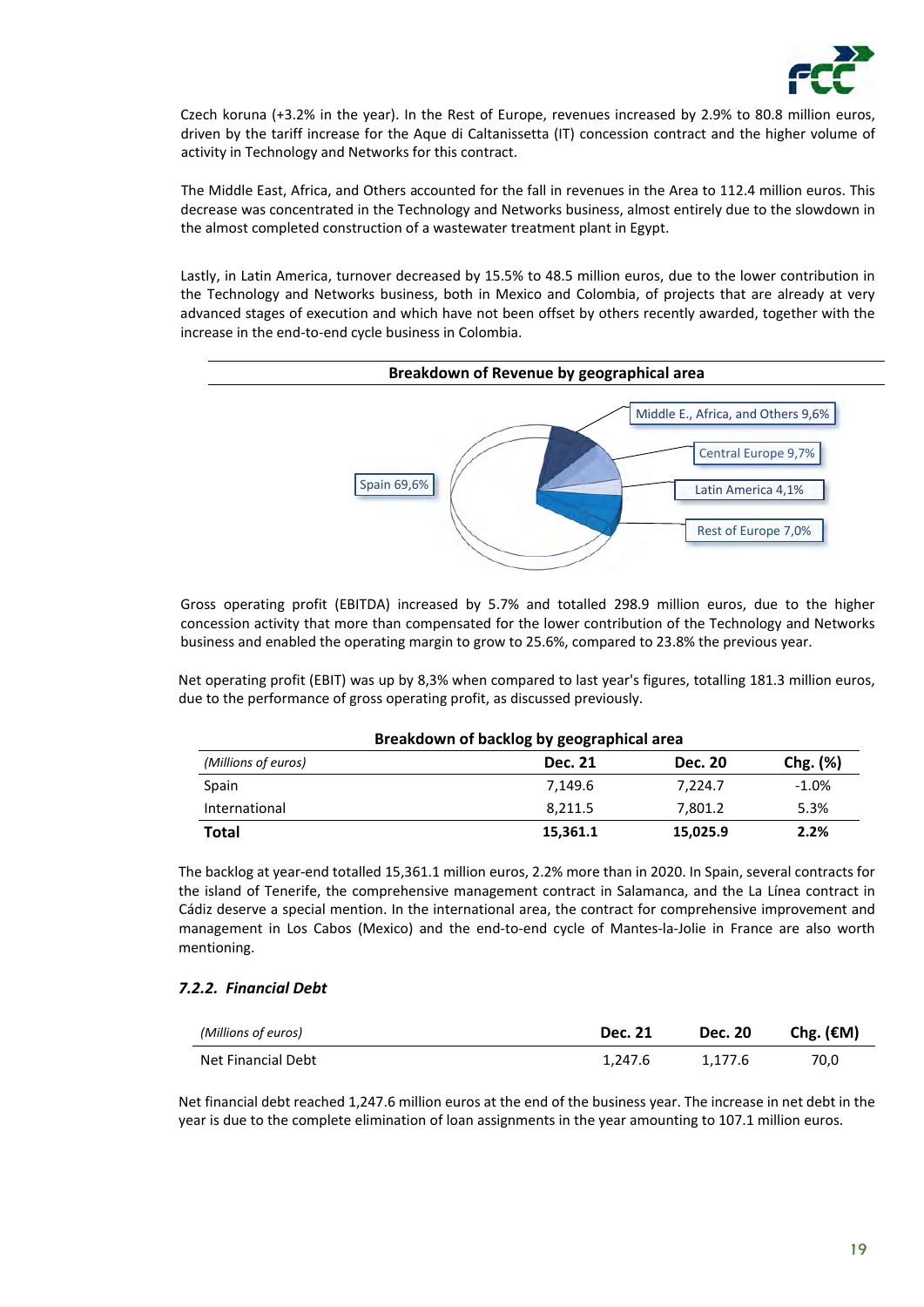Czech koruna (+3.2% in the year). In the Rest of Europe, revenues increased by 2.9% to 80.8 million euros, driven by the tariff increase for the Aque di Caltanissetta (IT) concession contract and the higher volume of activity in Technology and Networks for this contract.

The Middle East, Africa, and Others accounted for the fall in revenues in the Area to 112.4 million euros. This decrease was concentrated in the Technology and Networks business, almost entirely due to the slowdown in the almost completed construction of a wastewater treatment plant in Egypt.

Lastly, in Latin America, turnover decreased by 15.5% to 48.5 million euros, due to the lower contribution in the Technology and Networks business, both in Mexico and Colombia, of projects that are already at very advanced stages of execution and which have not been offset by others recently awarded, together with the increase in the end-to-end cycle business in Colombia.

**Breakdown of Revenue by geographical area**

Spain 69,6%

Middle E., Africa, and Others 9,6%

Central Europe 9,7%

Latin America 4,1%

Rest of Europe 7,0%

Gross operating profit (EBITDA) increased by 5.7% and totalled 298.9 million euros, due to the higher concession activity that more than compensated for the lower contribution of the Technology and Networks business and enabled the operating margin to grow to 25.6%, compared to 23.8% the previous year.

Net operating profit (EBIT) was up by 8,3% when compared to last year's figures, totalling 181.3 million euros, due to the performance of gross operating profit, as discussed previously.

**Breakdown of backlog by geographical area**

| *(Millions of euros)* | **Dec. 21** | **Dec. 20** | **Chg. (%)** |
|---|---|---|---|
| Spain | 7,149.6 | 7,224.7 | -1.0% |
| International | 8,211.5 | 7,801.2 | 5.3% |
| **Total** | **15,361.1** | **15,025.9** | **2.2%** |

The backlog at year-end totalled 15,361.1 million euros, 2.2% more than in 2020. In Spain, several contracts for the island of Tenerife, the comprehensive management contract in Salamanca, and the La Línea contract in Cádiz deserve a special mention. In the international area, the contract for comprehensive improvement and management in Los Cabos (Mexico) and the end-to-end cycle of Mantes-la-Jolie in France are also worth mentioning.

### *7.2.2. Financial Debt*

| *(Millions of euros)* | **Dec. 21** | **Dec. 20** | **Chg. (€M)** |
|---|---|---|---|
| Net Financial Debt | 1,247.6 | 1,177.6 | 70,0 |

Net financial debt reached 1,247.6 million euros at the end of the business year. The increase in net debt in the year is due to the complete elimination of loan assignments in the year amounting to 107.1 million euros.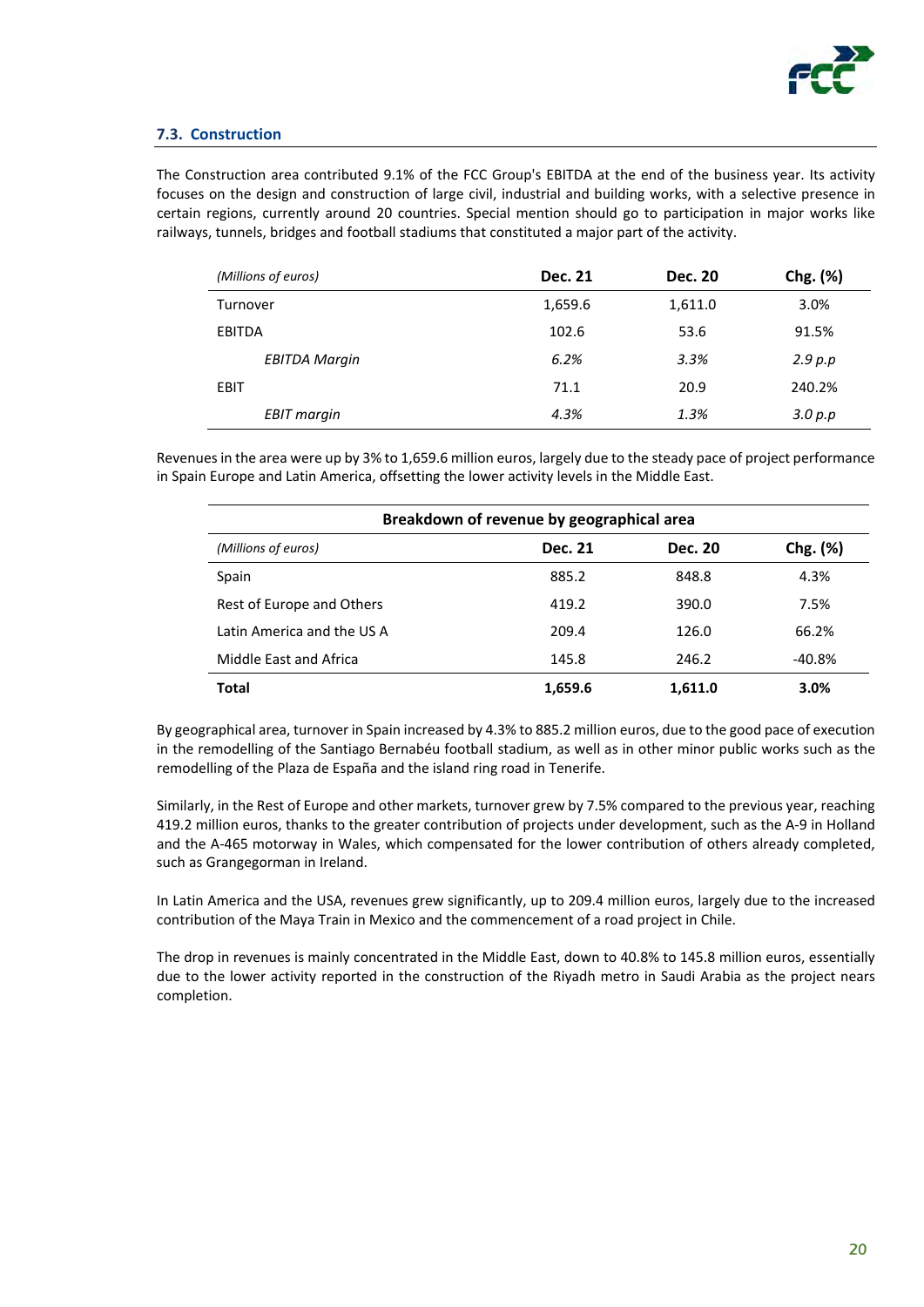### 7.3. Construction

The Construction area contributed 9.1% of the FCC Group's EBITDA at the end of the business year. Its activity focuses on the design and construction of large civil, industrial and building works, with a selective presence in certain regions, currently around 20 countries. Special mention should go to participation in major works like railways, tunnels, bridges and football stadiums that constituted a major part of the activity.

| *(Millions of euros)* | **Dec. 21** | **Dec. 20** | **Chg. (%)** |
|---|---|---|---|
| Turnover | 1,659.6 | 1,611.0 | 3.0% |
| EBITDA | 102.6 | 53.6 | 91.5% |
| *EBITDA Margin* | *6.2%* | *3.3%* | *2.9 p.p* |
| EBIT | 71.1 | 20.9 | 240.2% |
| *EBIT margin* | *4.3%* | *1.3%* | *3.0 p.p* |

Revenues in the area were up by 3% to 1,659.6 million euros, largely due to the steady pace of project performance in Spain Europe and Latin America, offsetting the lower activity levels in the Middle East.

| **Breakdown of revenue by geographical area** | | | |
|---|---|---|---|
| *(Millions of euros)* | **Dec. 21** | **Dec. 20** | **Chg. (%)** |
| Spain | 885.2 | 848.8 | 4.3% |
| Rest of Europe and Others | 419.2 | 390.0 | 7.5% |
| Latin America and the US A | 209.4 | 126.0 | 66.2% |
| Middle East and Africa | 145.8 | 246.2 | -40.8% |
| **Total** | **1,659.6** | **1,611.0** | **3.0%** |

By geographical area, turnover in Spain increased by 4.3% to 885.2 million euros, due to the good pace of execution in the remodelling of the Santiago Bernabéu football stadium, as well as in other minor public works such as the remodelling of the Plaza de España and the island ring road in Tenerife.

Similarly, in the Rest of Europe and other markets, turnover grew by 7.5% compared to the previous year, reaching 419.2 million euros, thanks to the greater contribution of projects under development, such as the A-9 in Holland and the A-465 motorway in Wales, which compensated for the lower contribution of others already completed, such as Grangegorman in Ireland.

In Latin America and the USA, revenues grew significantly, up to 209.4 million euros, largely due to the increased contribution of the Maya Train in Mexico and the commencement of a road project in Chile.

The drop in revenues is mainly concentrated in the Middle East, down to 40.8% to 145.8 million euros, essentially due to the lower activity reported in the construction of the Riyadh metro in Saudi Arabia as the project nears completion.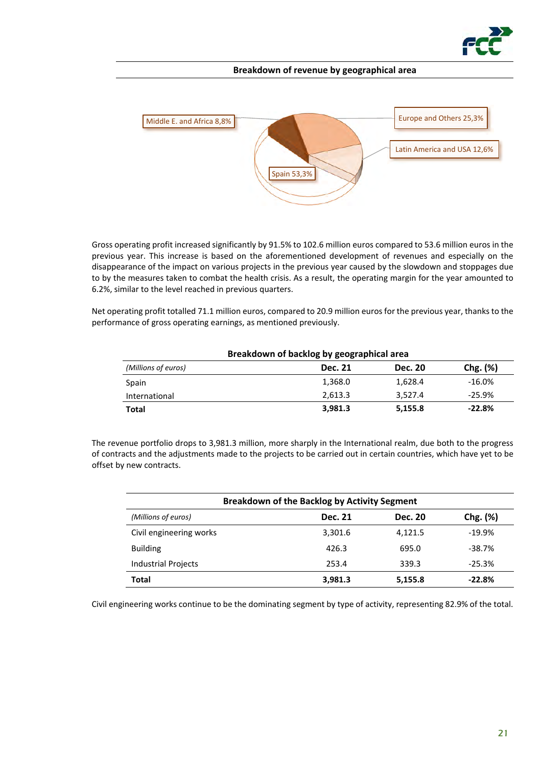**Breakdown of revenue by geographical area**

Middle E. and Africa 8,8%

Europe and Others 25,3%

Latin America and USA 12,6%

Spain 53,3%

Gross operating profit increased significantly by 91.5% to 102.6 million euros compared to 53.6 million euros in the previous year. This increase is based on the aforementioned development of revenues and especially on the disappearance of the impact on various projects in the previous year caused by the slowdown and stoppages due to by the measures taken to combat the health crisis. As a result, the operating margin for the year amounted to 6.2%, similar to the level reached in previous quarters.

Net operating profit totalled 71.1 million euros, compared to 20.9 million euros for the previous year, thanks to the performance of gross operating earnings, as mentioned previously.

**Breakdown of backlog by geographical area**

| *(Millions of euros)* | **Dec. 21** | **Dec. 20** | **Chg. (%)** |
|---|---|---|---|
| Spain | 1,368.0 | 1,628.4 | -16.0% |
| International | 2,613.3 | 3,527.4 | -25.9% |
| **Total** | **3,981.3** | **5,155.8** | **-22.8%** |

The revenue portfolio drops to 3,981.3 million, more sharply in the International realm, due both to the progress of contracts and the adjustments made to the projects to be carried out in certain countries, which have yet to be offset by new contracts.

**Breakdown of the Backlog by Activity Segment**

| *(Millions of euros)* | **Dec. 21** | **Dec. 20** | **Chg. (%)** |
|---|---|---|---|
| Civil engineering works | 3,301.6 | 4,121.5 | -19.9% |
| Building | 426.3 | 695.0 | -38.7% |
| Industrial Projects | 253.4 | 339.3 | -25.3% |
| **Total** | **3,981.3** | **5,155.8** | **-22.8%** |

Civil engineering works continue to be the dominating segment by type of activity, representing 82.9% of the total.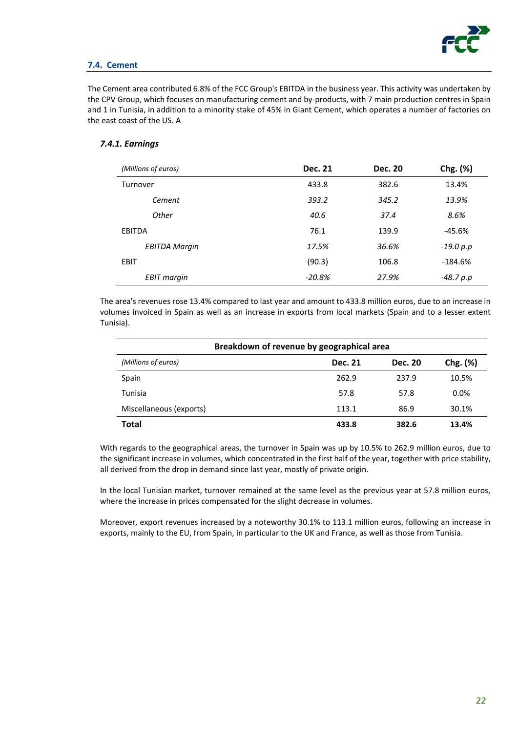## 7.4. Cement

The Cement area contributed 6.8% of the FCC Group's EBITDA in the business year. This activity was undertaken by the CPV Group, which focuses on manufacturing cement and by-products, with 7 main production centres in Spain and 1 in Tunisia, in addition to a minority stake of 45% in Giant Cement, which operates a number of factories on the east coast of the US. A

### *7.4.1. Earnings*

| *(Millions of euros)* | **Dec. 21** | **Dec. 20** | **Chg. (%)** |
|---|---|---|---|
| Turnover | 433.8 | 382.6 | 13.4% |
| *Cement* | *393.2* | *345.2* | *13.9%* |
| *Other* | *40.6* | *37.4* | *8.6%* |
| EBITDA | 76.1 | 139.9 | -45.6% |
| *EBITDA Margin* | *17.5%* | *36.6%* | *-19.0 p.p* |
| EBIT | (90.3) | 106.8 | -184.6% |
| *EBIT margin* | *-20.8%* | *27.9%* | *-48.7 p.p* |

The area's revenues rose 13.4% compared to last year and amount to 433.8 million euros, due to an increase in volumes invoiced in Spain as well as an increase in exports from local markets (Spain and to a lesser extent Tunisia).

**Breakdown of revenue by geographical area**

| *(Millions of euros)* | **Dec. 21** | **Dec. 20** | **Chg. (%)** |
|---|---|---|---|
| Spain | 262.9 | 237.9 | 10.5% |
| Tunisia | 57.8 | 57.8 | 0.0% |
| Miscellaneous (exports) | 113.1 | 86.9 | 30.1% |
| **Total** | **433.8** | **382.6** | **13.4%** |

With regards to the geographical areas, the turnover in Spain was up by 10.5% to 262.9 million euros, due to the significant increase in volumes, which concentrated in the first half of the year, together with price stability, all derived from the drop in demand since last year, mostly of private origin.

In the local Tunisian market, turnover remained at the same level as the previous year at 57.8 million euros, where the increase in prices compensated for the slight decrease in volumes.

Moreover, export revenues increased by a noteworthy 30.1% to 113.1 million euros, following an increase in exports, mainly to the EU, from Spain, in particular to the UK and France, as well as those from Tunisia.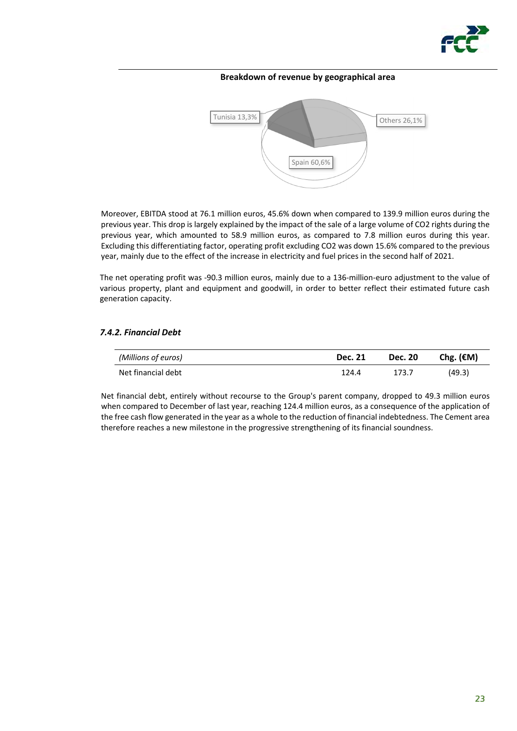**Breakdown of revenue by geographical area**

Tunisia 13,3%

Others 26,1%

Spain 60,6%

Moreover, EBITDA stood at 76.1 million euros, 45.6% down when compared to 139.9 million euros during the previous year. This drop is largely explained by the impact of the sale of a large volume of CO2 rights during the previous year, which amounted to 58.9 million euros, as compared to 7.8 million euros during this year. Excluding this differentiating factor, operating profit excluding CO2 was down 15.6% compared to the previous year, mainly due to the effect of the increase in electricity and fuel prices in the second half of 2021.

The net operating profit was -90.3 million euros, mainly due to a 136-million-euro adjustment to the value of various property, plant and equipment and goodwill, in order to better reflect their estimated future cash generation capacity.

### *7.4.2. Financial Debt*

| *(Millions of euros)* | **Dec. 21** | **Dec. 20** | **Chg. (€M)** |
|---|---|---|---|
| Net financial debt | 124.4 | 173.7 | (49.3) |

Net financial debt, entirely without recourse to the Group's parent company, dropped to 49.3 million euros when compared to December of last year, reaching 124.4 million euros, as a consequence of the application of the free cash flow generated in the year as a whole to the reduction of financial indebtedness. The Cement area therefore reaches a new milestone in the progressive strengthening of its financial soundness.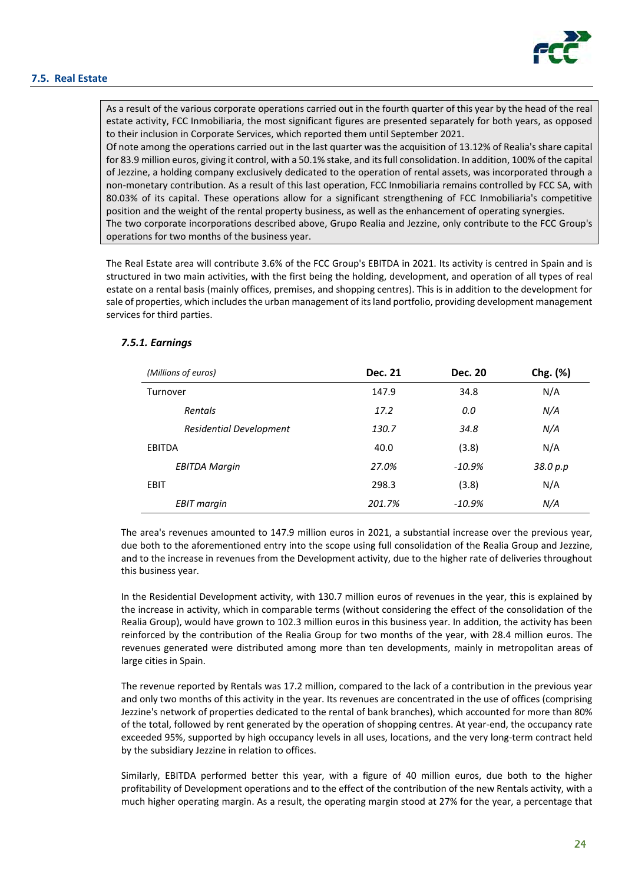## 7.5. Real Estate

As a result of the various corporate operations carried out in the fourth quarter of this year by the head of the real estate activity, FCC Inmobiliaria, the most significant figures are presented separately for both years, as opposed to their inclusion in Corporate Services, which reported them until September 2021.
Of note among the operations carried out in the last quarter was the acquisition of 13.12% of Realia's share capital for 83.9 million euros, giving it control, with a 50.1% stake, and its full consolidation. In addition, 100% of the capital of Jezzine, a holding company exclusively dedicated to the operation of rental assets, was incorporated through a non-monetary contribution. As a result of this last operation, FCC Inmobiliaria remains controlled by FCC SA, with 80.03% of its capital. These operations allow for a significant strengthening of FCC Inmobiliaria's competitive position and the weight of the rental property business, as well as the enhancement of operating synergies.
The two corporate incorporations described above, Grupo Realia and Jezzine, only contribute to the FCC Group's operations for two months of the business year.

The Real Estate area will contribute 3.6% of the FCC Group's EBITDA in 2021. Its activity is centred in Spain and is structured in two main activities, with the first being the holding, development, and operation of all types of real estate on a rental basis (mainly offices, premises, and shopping centres). This is in addition to the development for sale of properties, which includes the urban management of its land portfolio, providing development management services for third parties.

### *7.5.1. Earnings*

| *(Millions of euros)* | **Dec. 21** | **Dec. 20** | **Chg. (%)** |
|---|---|---|---|
| Turnover | 147.9 | 34.8 | N/A |
| *Rentals* | *17.2* | *0.0* | *N/A* |
| *Residential Development* | *130.7* | *34.8* | *N/A* |
| EBITDA | 40.0 | (3.8) | N/A |
| *EBITDA Margin* | *27.0%* | *-10.9%* | *38.0 p.p* |
| EBIT | 298.3 | (3.8) | N/A |
| *EBIT margin* | *201.7%* | *-10.9%* | *N/A* |

The area's revenues amounted to 147.9 million euros in 2021, a substantial increase over the previous year, due both to the aforementioned entry into the scope using full consolidation of the Realia Group and Jezzine, and to the increase in revenues from the Development activity, due to the higher rate of deliveries throughout this business year.

In the Residential Development activity, with 130.7 million euros of revenues in the year, this is explained by the increase in activity, which in comparable terms (without considering the effect of the consolidation of the Realia Group), would have grown to 102.3 million euros in this business year. In addition, the activity has been reinforced by the contribution of the Realia Group for two months of the year, with 28.4 million euros. The revenues generated were distributed among more than ten developments, mainly in metropolitan areas of large cities in Spain.

The revenue reported by Rentals was 17.2 million, compared to the lack of a contribution in the previous year and only two months of this activity in the year. Its revenues are concentrated in the use of offices (comprising Jezzine's network of properties dedicated to the rental of bank branches), which accounted for more than 80% of the total, followed by rent generated by the operation of shopping centres. At year-end, the occupancy rate exceeded 95%, supported by high occupancy levels in all uses, locations, and the very long-term contract held by the subsidiary Jezzine in relation to offices.

Similarly, EBITDA performed better this year, with a figure of 40 million euros, due both to the higher profitability of Development operations and to the effect of the contribution of the new Rentals activity, with a much higher operating margin. As a result, the operating margin stood at 27% for the year, a percentage that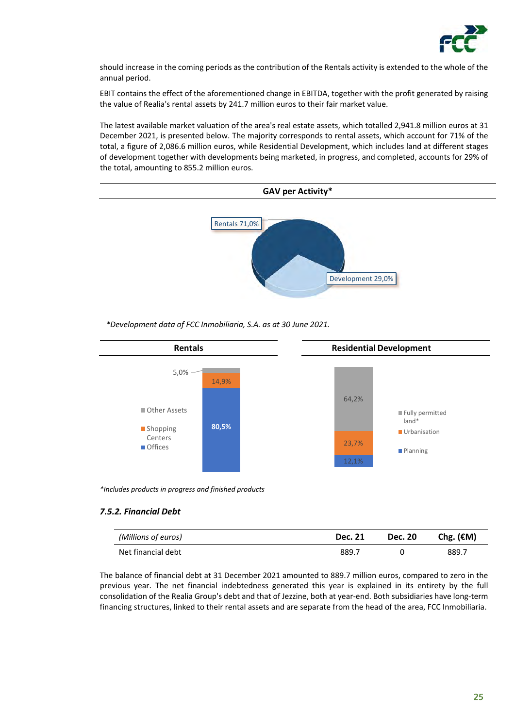should increase in the coming periods as the contribution of the Rentals activity is extended to the whole of the annual period.

EBIT contains the effect of the aforementioned change in EBITDA, together with the profit generated by raising the value of Realia's rental assets by 241.7 million euros to their fair market value.

The latest available market valuation of the area's real estate assets, which totalled 2,941.8 million euros at 31 December 2021, is presented below. The majority corresponds to rental assets, which account for 71% of the total, a figure of 2,086.6 million euros, while Residential Development, which includes land at different stages of development together with developments being marketed, in progress, and completed, accounts for 29% of the total, amounting to 855.2 million euros.

**GAV per Activity***

Rentals 71,0%

Development 29,0%

*\*Development data of FCC Inmobiliaria, S.A. as at 30 June 2021.*

**Rentals**

| | |
|---|---|
| Other Assets | 5,0% |
| Shopping Centers | 14,9% |
| Offices | 80,5% |

**Residential Development**

| | |
|---|---|
| Fully permitted land* | 64,2% |
| Urbanisation | 23,7% |
| Planning | 12,1% |

*\*Includes products in progress and finished products*

### *7.5.2. Financial Debt*

| *(Millions of euros)* | **Dec. 21** | **Dec. 20** | **Chg. (€M)** |
|---|---|---|---|
| Net financial debt | 889.7 | 0 | 889.7 |

The balance of financial debt at 31 December 2021 amounted to 889.7 million euros, compared to zero in the previous year. The net financial indebtedness generated this year is explained in its entirety by the full consolidation of the Realia Group's debt and that of Jezzine, both at year-end. Both subsidiaries have long-term financing structures, linked to their rental assets and are separate from the head of the area, FCC Inmobiliaria.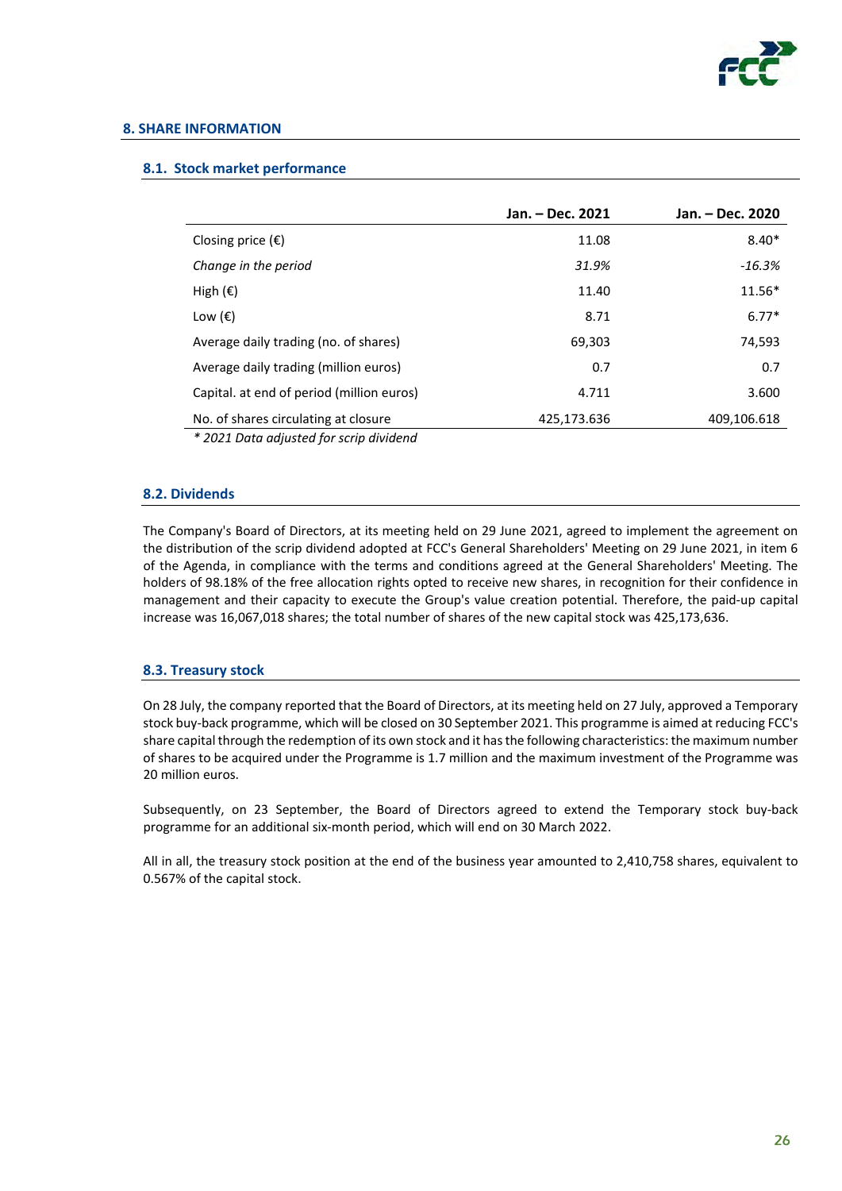## 8. SHARE INFORMATION

### 8.1. Stock market performance

| | Jan. – Dec. 2021 | Jan. – Dec. 2020 |
|---|---|---|
| Closing price (€) | 11.08 | 8.40* |
| *Change in the period* | *31.9%* | *-16.3%* |
| High (€) | 11.40 | 11.56* |
| Low (€) | 8.71 | 6.77* |
| Average daily trading (no. of shares) | 69,303 | 74,593 |
| Average daily trading (million euros) | 0.7 | 0.7 |
| Capital. at end of period (million euros) | 4.711 | 3.600 |
| No. of shares circulating at closure | 425,173.636 | 409,106.618 |

*\* 2021 Data adjusted for scrip dividend*

### 8.2. Dividends

The Company's Board of Directors, at its meeting held on 29 June 2021, agreed to implement the agreement on the distribution of the scrip dividend adopted at FCC's General Shareholders' Meeting on 29 June 2021, in item 6 of the Agenda, in compliance with the terms and conditions agreed at the General Shareholders' Meeting. The holders of 98.18% of the free allocation rights opted to receive new shares, in recognition for their confidence in management and their capacity to execute the Group's value creation potential. Therefore, the paid-up capital increase was 16,067,018 shares; the total number of shares of the new capital stock was 425,173,636.

### 8.3. Treasury stock

On 28 July, the company reported that the Board of Directors, at its meeting held on 27 July, approved a Temporary stock buy-back programme, which will be closed on 30 September 2021. This programme is aimed at reducing FCC's share capital through the redemption of its own stock and it has the following characteristics: the maximum number of shares to be acquired under the Programme is 1.7 million and the maximum investment of the Programme was 20 million euros.

Subsequently, on 23 September, the Board of Directors agreed to extend the Temporary stock buy-back programme for an additional six-month period, which will end on 30 March 2022.

All in all, the treasury stock position at the end of the business year amounted to 2,410,758 shares, equivalent to 0.567% of the capital stock.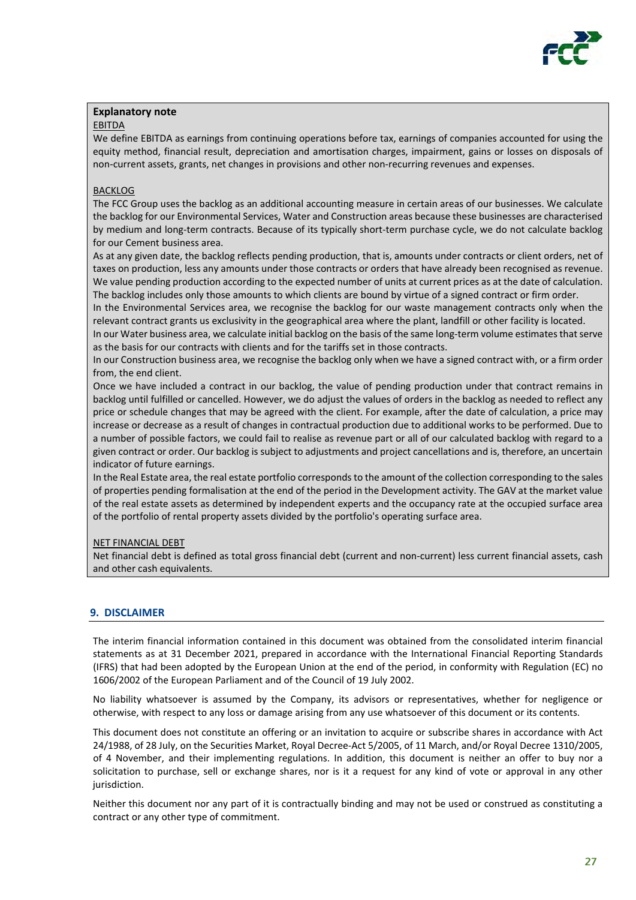**Explanatory note**

EBITDA

We define EBITDA as earnings from continuing operations before tax, earnings of companies accounted for using the equity method, financial result, depreciation and amortisation charges, impairment, gains or losses on disposals of non-current assets, grants, net changes in provisions and other non-recurring revenues and expenses.

BACKLOG

The FCC Group uses the backlog as an additional accounting measure in certain areas of our businesses. We calculate the backlog for our Environmental Services, Water and Construction areas because these businesses are characterised by medium and long-term contracts. Because of its typically short-term purchase cycle, we do not calculate backlog for our Cement business area.

As at any given date, the backlog reflects pending production, that is, amounts under contracts or client orders, net of taxes on production, less any amounts under those contracts or orders that have already been recognised as revenue. We value pending production according to the expected number of units at current prices as at the date of calculation. The backlog includes only those amounts to which clients are bound by virtue of a signed contract or firm order.

In the Environmental Services area, we recognise the backlog for our waste management contracts only when the relevant contract grants us exclusivity in the geographical area where the plant, landfill or other facility is located.

In our Water business area, we calculate initial backlog on the basis of the same long-term volume estimates that serve as the basis for our contracts with clients and for the tariffs set in those contracts.

In our Construction business area, we recognise the backlog only when we have a signed contract with, or a firm order from, the end client.

Once we have included a contract in our backlog, the value of pending production under that contract remains in backlog until fulfilled or cancelled. However, we do adjust the values of orders in the backlog as needed to reflect any price or schedule changes that may be agreed with the client. For example, after the date of calculation, a price may increase or decrease as a result of changes in contractual production due to additional works to be performed. Due to a number of possible factors, we could fail to realise as revenue part or all of our calculated backlog with regard to a given contract or order. Our backlog is subject to adjustments and project cancellations and is, therefore, an uncertain indicator of future earnings.

In the Real Estate area, the real estate portfolio corresponds to the amount of the collection corresponding to the sales of properties pending formalisation at the end of the period in the Development activity. The GAV at the market value of the real estate assets as determined by independent experts and the occupancy rate at the occupied surface area of the portfolio of rental property assets divided by the portfolio's operating surface area.

NET FINANCIAL DEBT

Net financial debt is defined as total gross financial debt (current and non-current) less current financial assets, cash and other cash equivalents.

## 9. DISCLAIMER

The interim financial information contained in this document was obtained from the consolidated interim financial statements as at 31 December 2021, prepared in accordance with the International Financial Reporting Standards (IFRS) that had been adopted by the European Union at the end of the period, in conformity with Regulation (EC) no 1606/2002 of the European Parliament and of the Council of 19 July 2002.

No liability whatsoever is assumed by the Company, its advisors or representatives, whether for negligence or otherwise, with respect to any loss or damage arising from any use whatsoever of this document or its contents.

This document does not constitute an offering or an invitation to acquire or subscribe shares in accordance with Act 24/1988, of 28 July, on the Securities Market, Royal Decree-Act 5/2005, of 11 March, and/or Royal Decree 1310/2005, of 4 November, and their implementing regulations. In addition, this document is neither an offer to buy nor a solicitation to purchase, sell or exchange shares, nor is it a request for any kind of vote or approval in any other jurisdiction.

Neither this document nor any part of it is contractually binding and may not be used or construed as constituting a contract or any other type of commitment.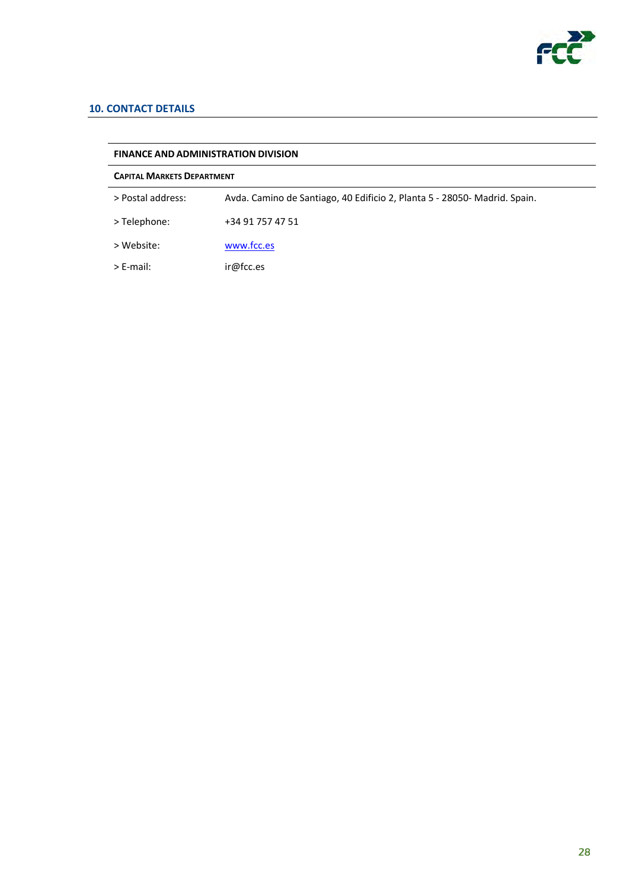## 10. CONTACT DETAILS

| | |
|---|---|
| **FINANCE AND ADMINISTRATION DIVISION** | |
| **CAPITAL MARKETS DEPARTMENT** | |
| > Postal address: | Avda. Camino de Santiago, 40 Edificio 2, Planta 5 - 28050- Madrid. Spain. |
| > Telephone: | +34 91 757 47 51 |
| > Website: | www.fcc.es |
| > E-mail: | ir@fcc.es |